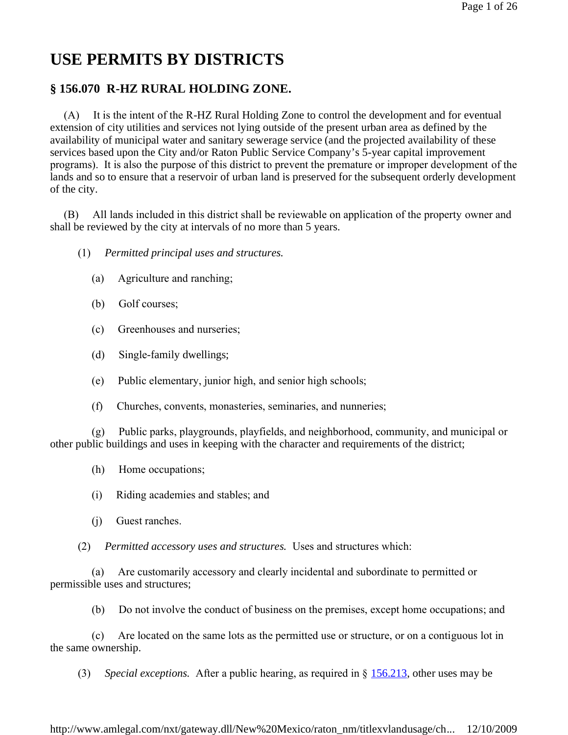# USE PERMITS BY DISTRICTS

## § 156.070 R-HZ RURAL HOLDING ZONE.

(A) It is the intent of the R-HZ Rural Holding Zone to control the development and for eventual extension of city utilities and services not lying outside of the present urban area as defined by the availability of municipal water and sanitary sewerage service (and the projected availability of these services based upon the City and/or Raton Public Service Company's 5-year capital improvement programs). It is also the purpose of this district to prevent the premature or improper development of the lands and so to ensure that a reservoir of urban land is preserved for the subsequent orderly development of the city.

(B) All lands included in this district shall be reviewable on application of the property owner and shall be reviewed by the city at intervals of no more than 5 years.

(1) *Permitted principal uses and structures.*

(a) Agriculture and ranching;

(b) Golf courses;

(c) Greenhouses and nurseries;

(d) Single-family dwellings;

(e) Public elementary, junior high, and senior high schools;

(f) Churches, convents, monasteries, seminaries, and nunneries;

(g) Public parks, playgrounds, playfields, and neighborhood, community, and municipal or other public buildings and uses in keeping with the character and requirements of the district;

(h) Home occupations;

(i) Riding academies and stables; and

(j) Guest ranches.

(2) *Permitted accessory uses and structures.* Uses and structures which:

(a) Are customarily accessory and clearly incidental and subordinate to permitted or permissible uses and structures;

(b) Do not involve the conduct of business on the premises, except home occupations; and

(c) Are located on the same lots as the permitted use or structure, or on a contiguous lot in the same ownership.

(3) *Special exceptions.* After a public hearing, as required in § 156.213, other uses may be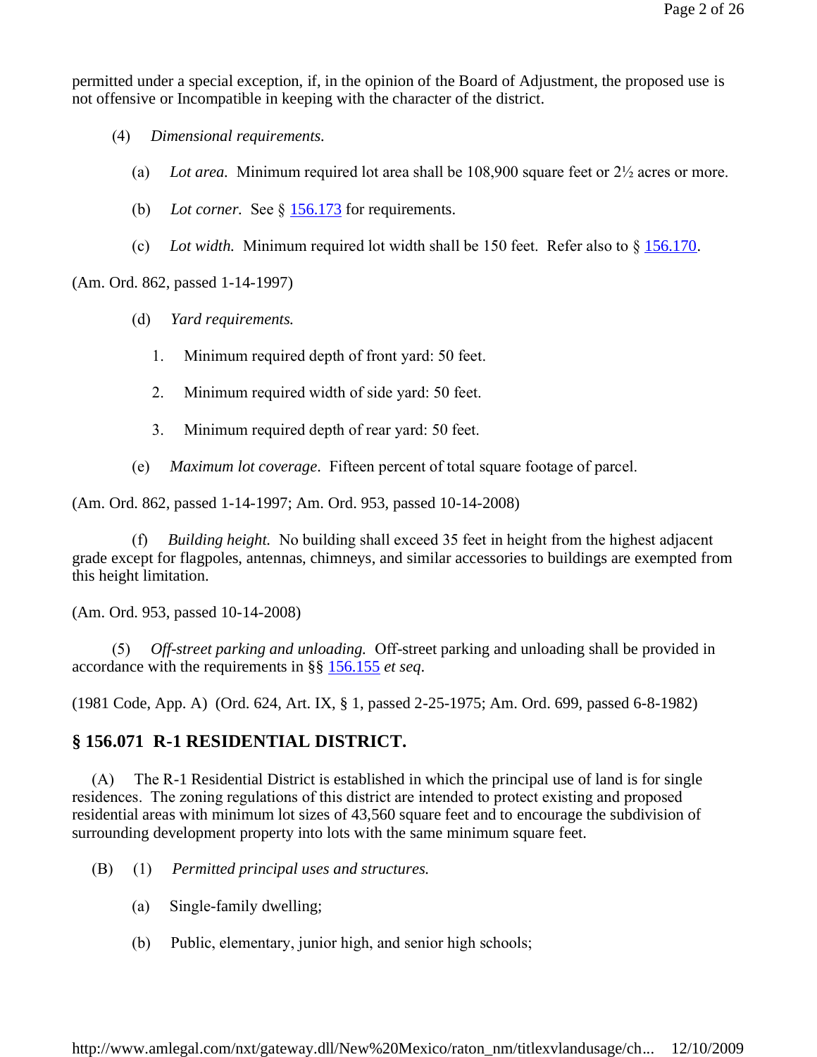permitted under a special exception, if, in the opinion of the Board of Adjustment, the proposed use is not offensive or Incompatible in keeping with the character of the district.

(4) *Dimensional requirements.*

(a) *Lot area.* Minimum required lot area shall be 108,900 square feet or 2½ acres or more.

(b) *Lot corner.* See § 156.173 for requirements.

(c) *Lot width.* Minimum required lot width shall be 150 feet. Refer also to § 156.170.

(Am. Ord. 862, passed 1-14-1997)

(d) *Yard requirements.*

1. Minimum required depth of front yard: 50 feet.

2. Minimum required width of side yard: 50 feet.

3. Minimum required depth of rear yard: 50 feet.

(e) *Maximum lot coverage*. Fifteen percent of total square footage of parcel.

(Am. Ord. 862, passed 1-14-1997; Am. Ord. 953, passed 10-14-2008)

(f) *Building height.* No building shall exceed 35 feet in height from the highest adjacent grade except for flagpoles, antennas, chimneys, and similar accessories to buildings are exempted from this height limitation.

(Am. Ord. 953, passed 10-14-2008)

(5) *Off-street parking and unloading.* Off-street parking and unloading shall be provided in accordance with the requirements in §§ 156.155 *et seq*.

(1981 Code, App. A) (Ord. 624, Art. IX, § 1, passed 2-25-1975; Am. Ord. 699, passed 6-8-1982)

## § 156.071 R-1 RESIDENTIAL DISTRICT.

(A) The R-1 Residential District is established in which the principal use of land is for single residences. The zoning regulations of this district are intended to protect existing and proposed residential areas with minimum lot sizes of 43,560 square feet and to encourage the subdivision of surrounding development property into lots with the same minimum square feet.

(B) (1) *Permitted principal uses and structures.*

(a) Single-family dwelling;

(b) Public, elementary, junior high, and senior high schools;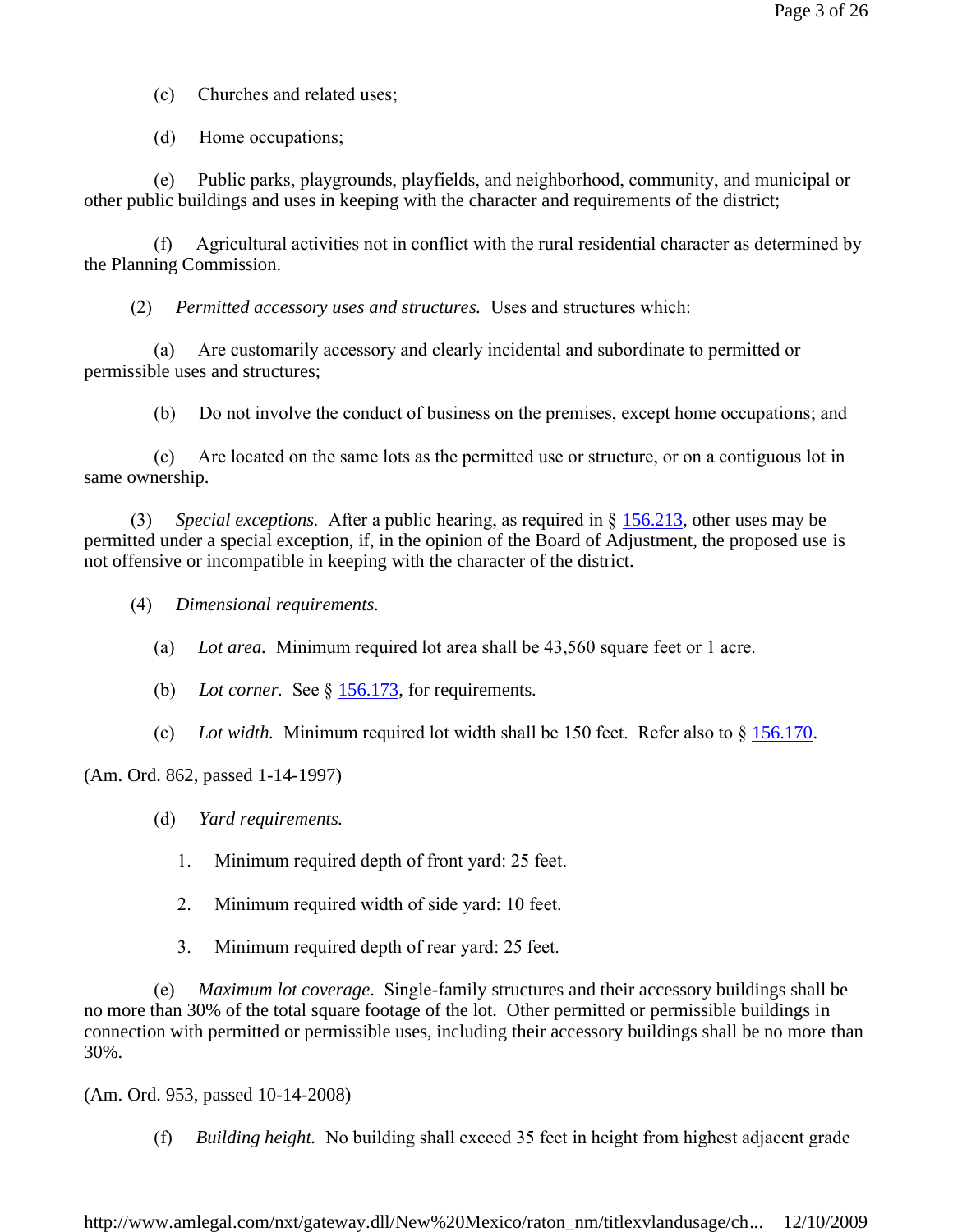(c) Churches and related uses;

(d) Home occupations;

(e) Public parks, playgrounds, playfields, and neighborhood, community, and municipal or other public buildings and uses in keeping with the character and requirements of the district;

(f) Agricultural activities not in conflict with the rural residential character as determined by the Planning Commission.

(2) *Permitted accessory uses and structures.* Uses and structures which:

(a) Are customarily accessory and clearly incidental and subordinate to permitted or permissible uses and structures;

(b) Do not involve the conduct of business on the premises, except home occupations; and

(c) Are located on the same lots as the permitted use or structure, or on a contiguous lot in same ownership.

(3) *Special exceptions.* After a public hearing, as required in § 156.213, other uses may be permitted under a special exception, if, in the opinion of the Board of Adjustment, the proposed use is not offensive or incompatible in keeping with the character of the district.

(4) *Dimensional requirements.*

(a) *Lot area.* Minimum required lot area shall be 43,560 square feet or 1 acre.

(b) *Lot corner.* See § 156.173, for requirements.

(c) *Lot width.* Minimum required lot width shall be 150 feet. Refer also to § 156.170.

(Am. Ord. 862, passed 1-14-1997)

(d) *Yard requirements.*

1. Minimum required depth of front yard: 25 feet.

2. Minimum required width of side yard: 10 feet.

3. Minimum required depth of rear yard: 25 feet.

(e) *Maximum lot coverage.* Single-family structures and their accessory buildings shall be no more than 30% of the total square footage of the lot. Other permitted or permissible buildings in connection with permitted or permissible uses, including their accessory buildings shall be no more than 30%.

(Am. Ord. 953, passed 10-14-2008)

(f) *Building height.* No building shall exceed 35 feet in height from highest adjacent grade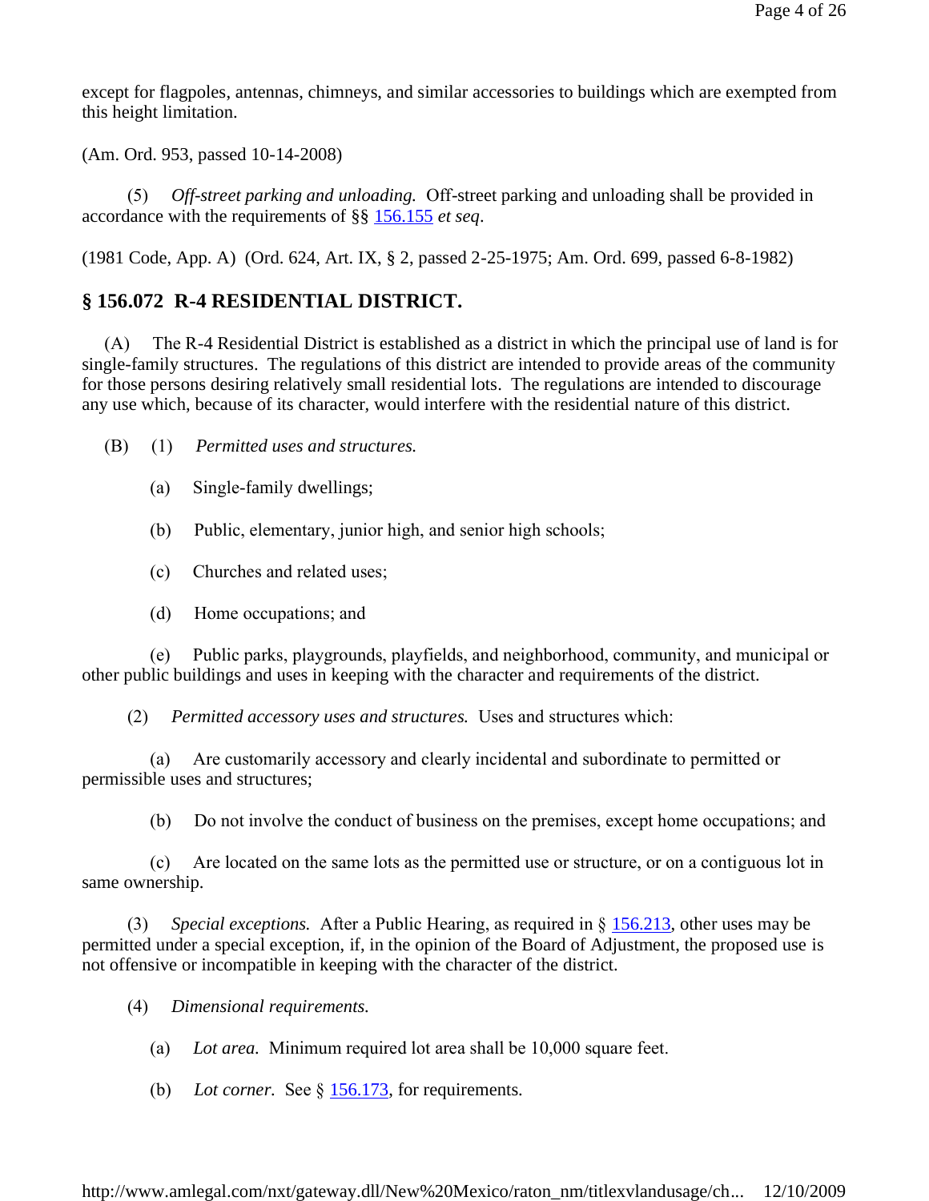except for flagpoles, antennas, chimneys, and similar accessories to buildings which are exempted from this height limitation.

(Am. Ord. 953, passed 10-14-2008)

(5) *Off-street parking and unloading.* Off-street parking and unloading shall be provided in accordance with the requirements of §§ 156.155 *et seq*.

(1981 Code, App. A) (Ord. 624, Art. IX, § 2, passed 2-25-1975; Am. Ord. 699, passed 6-8-1982)

## § 156.072 R-4 RESIDENTIAL DISTRICT.

(A) The R-4 Residential District is established as a district in which the principal use of land is for single-family structures. The regulations of this district are intended to provide areas of the community for those persons desiring relatively small residential lots. The regulations are intended to discourage any use which, because of its character, would interfere with the residential nature of this district.

(B) (1) *Permitted uses and structures.*

(a) Single-family dwellings;

(b) Public, elementary, junior high, and senior high schools;

(c) Churches and related uses;

(d) Home occupations; and

(e) Public parks, playgrounds, playfields, and neighborhood, community, and municipal or other public buildings and uses in keeping with the character and requirements of the district.

(2) *Permitted accessory uses and structures.* Uses and structures which:

(a) Are customarily accessory and clearly incidental and subordinate to permitted or permissible uses and structures;

(b) Do not involve the conduct of business on the premises, except home occupations; and

(c) Are located on the same lots as the permitted use or structure, or on a contiguous lot in same ownership.

(3) *Special exceptions.* After a Public Hearing, as required in § 156.213, other uses may be permitted under a special exception, if, in the opinion of the Board of Adjustment, the proposed use is not offensive or incompatible in keeping with the character of the district.

(4) *Dimensional requirements.*

(a) *Lot area.* Minimum required lot area shall be 10,000 square feet.

(b) *Lot corner.* See § 156.173, for requirements.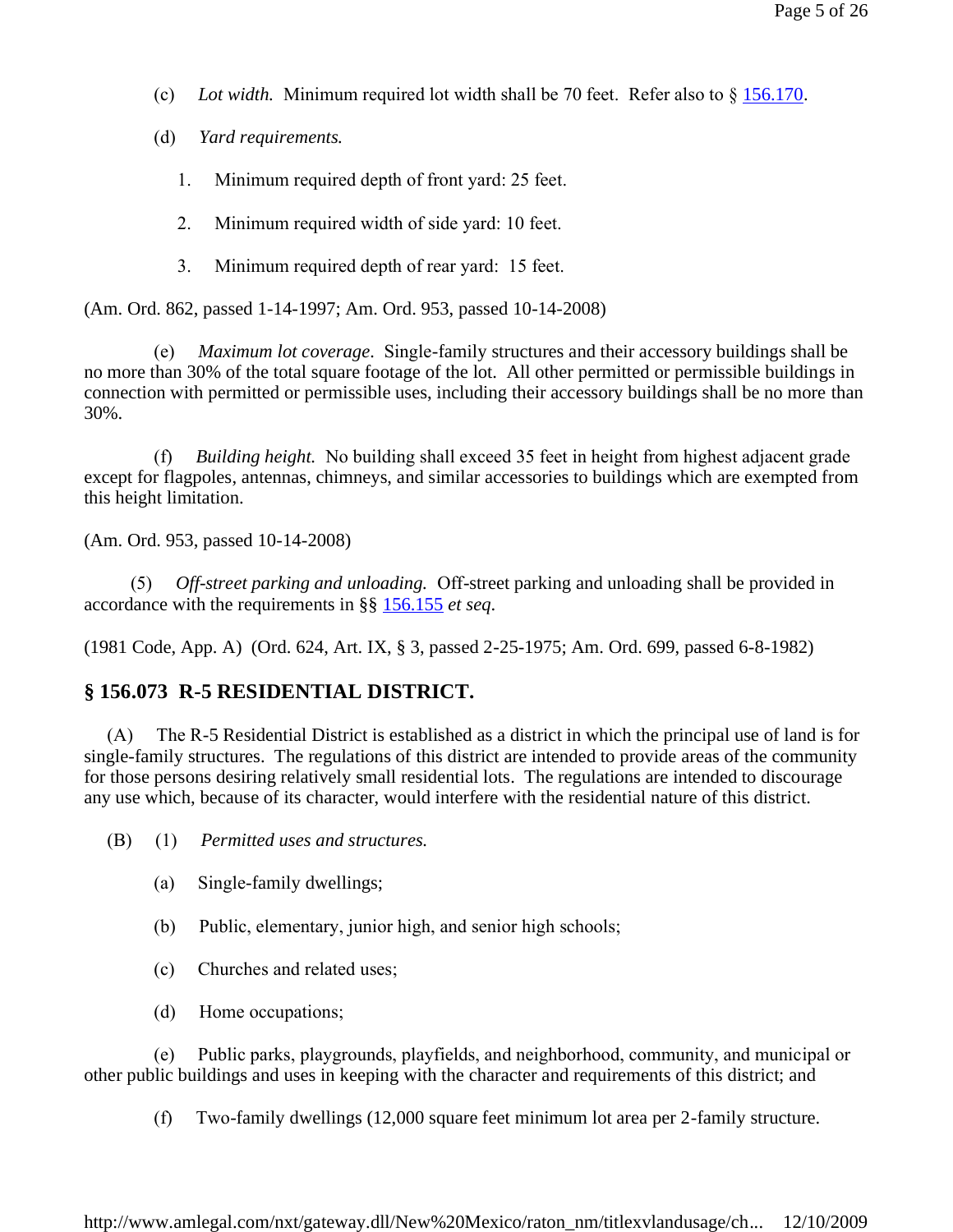(c) *Lot width.* Minimum required lot width shall be 70 feet. Refer also to § 156.170.

(d) *Yard requirements.*

1. Minimum required depth of front yard: 25 feet.

2. Minimum required width of side yard: 10 feet.

3. Minimum required depth of rear yard: 15 feet.

(Am. Ord. 862, passed 1-14-1997; Am. Ord. 953, passed 10-14-2008)

(e) *Maximum lot coverage.* Single-family structures and their accessory buildings shall be no more than 30% of the total square footage of the lot. All other permitted or permissible buildings in connection with permitted or permissible uses, including their accessory buildings shall be no more than 30%.

(f) *Building height.* No building shall exceed 35 feet in height from highest adjacent grade except for flagpoles, antennas, chimneys, and similar accessories to buildings which are exempted from this height limitation.

(Am. Ord. 953, passed 10-14-2008)

(5) *Off-street parking and unloading.* Off-street parking and unloading shall be provided in accordance with the requirements in §§ 156.155 *et seq*.

(1981 Code, App. A) (Ord. 624, Art. IX, § 3, passed 2-25-1975; Am. Ord. 699, passed 6-8-1982)

## § 156.073 R-5 RESIDENTIAL DISTRICT.

(A) The R-5 Residential District is established as a district in which the principal use of land is for single-family structures. The regulations of this district are intended to provide areas of the community for those persons desiring relatively small residential lots. The regulations are intended to discourage any use which, because of its character, would interfere with the residential nature of this district.

(B) (1) *Permitted uses and structures.*

(a) Single-family dwellings;

(b) Public, elementary, junior high, and senior high schools;

(c) Churches and related uses;

(d) Home occupations;

(e) Public parks, playgrounds, playfields, and neighborhood, community, and municipal or other public buildings and uses in keeping with the character and requirements of this district; and

(f) Two-family dwellings (12,000 square feet minimum lot area per 2-family structure.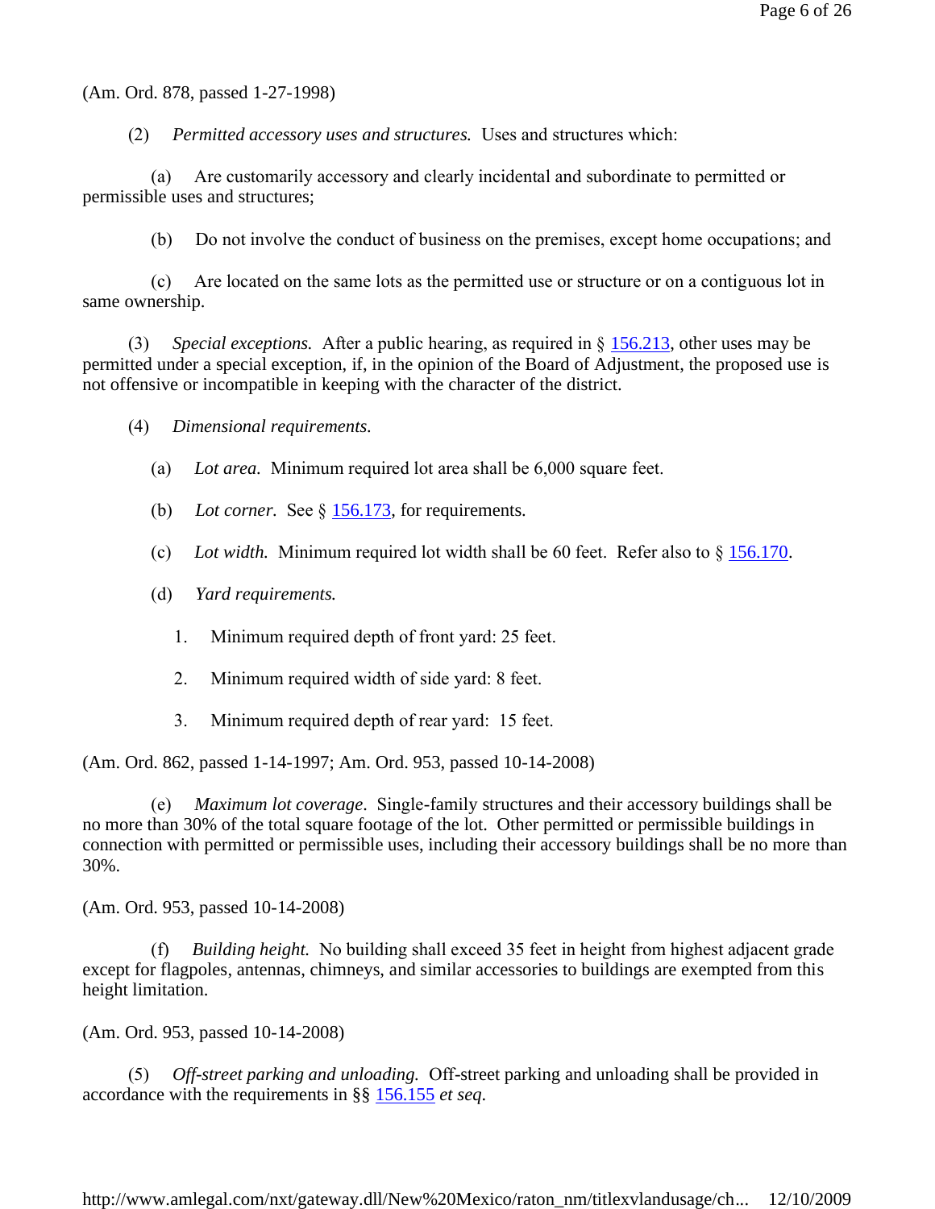(Am. Ord. 878, passed 1-27-1998)

(2) *Permitted accessory uses and structures.* Uses and structures which:

(a) Are customarily accessory and clearly incidental and subordinate to permitted or permissible uses and structures;

(b) Do not involve the conduct of business on the premises, except home occupations; and

(c) Are located on the same lots as the permitted use or structure or on a contiguous lot in same ownership.

(3) *Special exceptions.* After a public hearing, as required in § 156.213, other uses may be permitted under a special exception, if, in the opinion of the Board of Adjustment, the proposed use is not offensive or incompatible in keeping with the character of the district.

(4) *Dimensional requirements.*

(a) *Lot area.* Minimum required lot area shall be 6,000 square feet.

(b) *Lot corner.* See § 156.173, for requirements.

(c) *Lot width.* Minimum required lot width shall be 60 feet. Refer also to § 156.170.

(d) *Yard requirements.*

1. Minimum required depth of front yard: 25 feet.

2. Minimum required width of side yard: 8 feet.

3. Minimum required depth of rear yard: 15 feet.

(Am. Ord. 862, passed 1-14-1997; Am. Ord. 953, passed 10-14-2008)

(e) *Maximum lot coverage.* Single-family structures and their accessory buildings shall be no more than 30% of the total square footage of the lot. Other permitted or permissible buildings in connection with permitted or permissible uses, including their accessory buildings shall be no more than 30%.

(Am. Ord. 953, passed 10-14-2008)

(f) *Building height.* No building shall exceed 35 feet in height from highest adjacent grade except for flagpoles, antennas, chimneys, and similar accessories to buildings are exempted from this height limitation.

(Am. Ord. 953, passed 10-14-2008)

(5) *Off-street parking and unloading.* Off-street parking and unloading shall be provided in accordance with the requirements in §§ 156.155 *et seq.*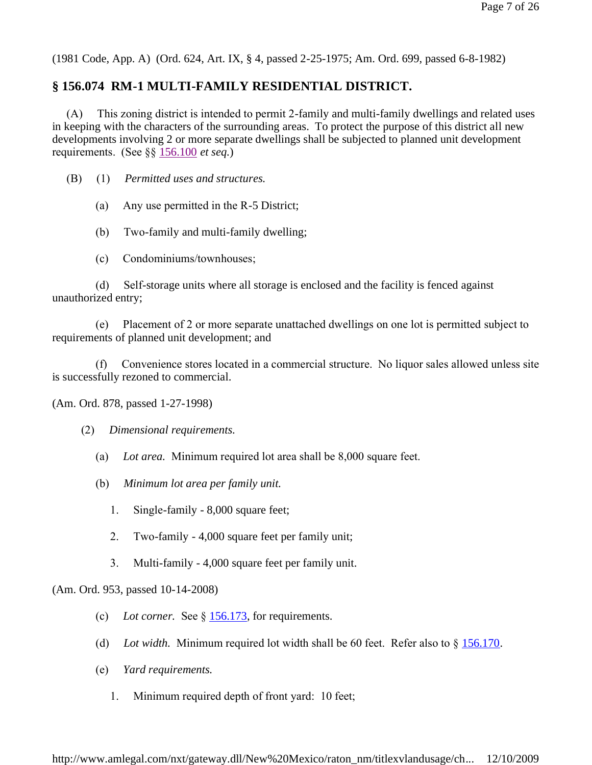(1981 Code, App. A) (Ord. 624, Art. IX, § 4, passed 2-25-1975; Am. Ord. 699, passed 6-8-1982)

## § 156.074 RM-1 MULTI-FAMILY RESIDENTIAL DISTRICT.

(A) This zoning district is intended to permit 2-family and multi-family dwellings and related uses in keeping with the characters of the surrounding areas. To protect the purpose of this district all new developments involving 2 or more separate dwellings shall be subjected to planned unit development requirements. (See §§ 156.100 *et seq.*)

(B) (1) *Permitted uses and structures.*

(a) Any use permitted in the R-5 District;

(b) Two-family and multi-family dwelling;

(c) Condominiums/townhouses;

(d) Self-storage units where all storage is enclosed and the facility is fenced against unauthorized entry;

(e) Placement of 2 or more separate unattached dwellings on one lot is permitted subject to requirements of planned unit development; and

(f) Convenience stores located in a commercial structure. No liquor sales allowed unless site is successfully rezoned to commercial.

(Am. Ord. 878, passed 1-27-1998)

(2) *Dimensional requirements.*

(a) *Lot area.* Minimum required lot area shall be 8,000 square feet.

(b) *Minimum lot area per family unit.*

1. Single-family - 8,000 square feet;

2. Two-family - 4,000 square feet per family unit;

3. Multi-family - 4,000 square feet per family unit.

(Am. Ord. 953, passed 10-14-2008)

(c) *Lot corner.* See § 156.173, for requirements.

(d) *Lot width.* Minimum required lot width shall be 60 feet. Refer also to § 156.170.

(e) *Yard requirements.*

1. Minimum required depth of front yard: 10 feet;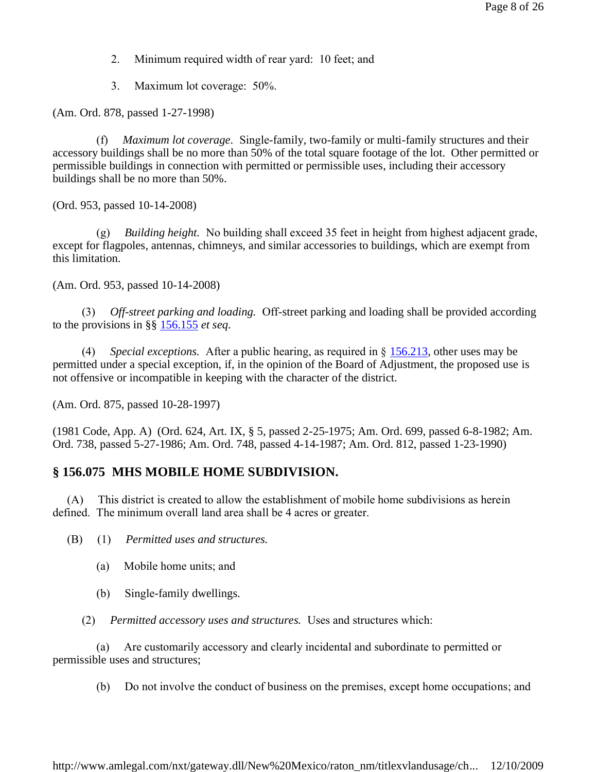2. Minimum required width of rear yard: 10 feet; and

3. Maximum lot coverage: 50%.

(Am. Ord. 878, passed 1-27-1998)

(f) *Maximum lot coverage*. Single-family, two-family or multi-family structures and their accessory buildings shall be no more than 50% of the total square footage of the lot. Other permitted or permissible buildings in connection with permitted or permissible uses, including their accessory buildings shall be no more than 50%.

(Ord. 953, passed 10-14-2008)

(g) *Building height.* No building shall exceed 35 feet in height from highest adjacent grade, except for flagpoles, antennas, chimneys, and similar accessories to buildings, which are exempt from this limitation.

(Am. Ord. 953, passed 10-14-2008)

(3) *Off-street parking and loading.* Off-street parking and loading shall be provided according to the provisions in §§ 156.155 *et seq*.

(4) *Special exceptions.* After a public hearing, as required in § 156.213, other uses may be permitted under a special exception, if, in the opinion of the Board of Adjustment, the proposed use is not offensive or incompatible in keeping with the character of the district.

(Am. Ord. 875, passed 10-28-1997)

(1981 Code, App. A) (Ord. 624, Art. IX, § 5, passed 2-25-1975; Am. Ord. 699, passed 6-8-1982; Am. Ord. 738, passed 5-27-1986; Am. Ord. 748, passed 4-14-1987; Am. Ord. 812, passed 1-23-1990)

## § 156.075 MHS MOBILE HOME SUBDIVISION.

(A) This district is created to allow the establishment of mobile home subdivisions as herein defined. The minimum overall land area shall be 4 acres or greater.

(B) (1) *Permitted uses and structures.*

(a) Mobile home units; and

(b) Single-family dwellings.

(2) *Permitted accessory uses and structures.* Uses and structures which:

(a) Are customarily accessory and clearly incidental and subordinate to permitted or permissible uses and structures;

(b) Do not involve the conduct of business on the premises, except home occupations; and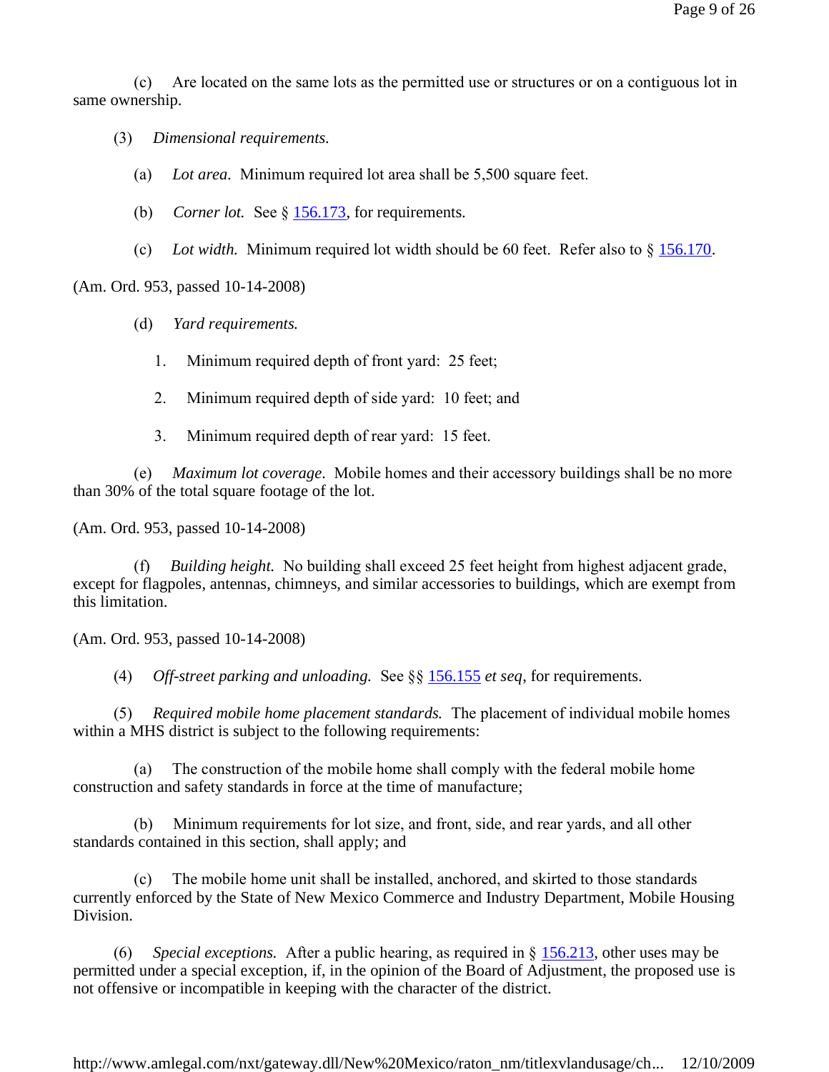(c) Are located on the same lots as the permitted use or structures or on a contiguous lot in same ownership.

(3) *Dimensional requirements.*

(a) *Lot area.* Minimum required lot area shall be 5,500 square feet.

(b) *Corner lot.* See § 156.173, for requirements.

(c) *Lot width.* Minimum required lot width should be 60 feet. Refer also to § 156.170.

(Am. Ord. 953, passed 10-14-2008)

(d) *Yard requirements.*

1. Minimum required depth of front yard: 25 feet;

2. Minimum required depth of side yard: 10 feet; and

3. Minimum required depth of rear yard: 15 feet.

(e) *Maximum lot coverage*. Mobile homes and their accessory buildings shall be no more than 30% of the total square footage of the lot.

(Am. Ord. 953, passed 10-14-2008)

(f) *Building height.* No building shall exceed 25 feet height from highest adjacent grade, except for flagpoles, antennas, chimneys, and similar accessories to buildings, which are exempt from this limitation.

(Am. Ord. 953, passed 10-14-2008)

(4) *Off-street parking and unloading.* See §§ 156.155 *et seq*, for requirements.

(5) *Required mobile home placement standards.* The placement of individual mobile homes within a MHS district is subject to the following requirements:

(a) The construction of the mobile home shall comply with the federal mobile home construction and safety standards in force at the time of manufacture;

(b) Minimum requirements for lot size, and front, side, and rear yards, and all other standards contained in this section, shall apply; and

(c) The mobile home unit shall be installed, anchored, and skirted to those standards currently enforced by the State of New Mexico Commerce and Industry Department, Mobile Housing Division.

(6) *Special exceptions.* After a public hearing, as required in § 156.213, other uses may be permitted under a special exception, if, in the opinion of the Board of Adjustment, the proposed use is not offensive or incompatible in keeping with the character of the district.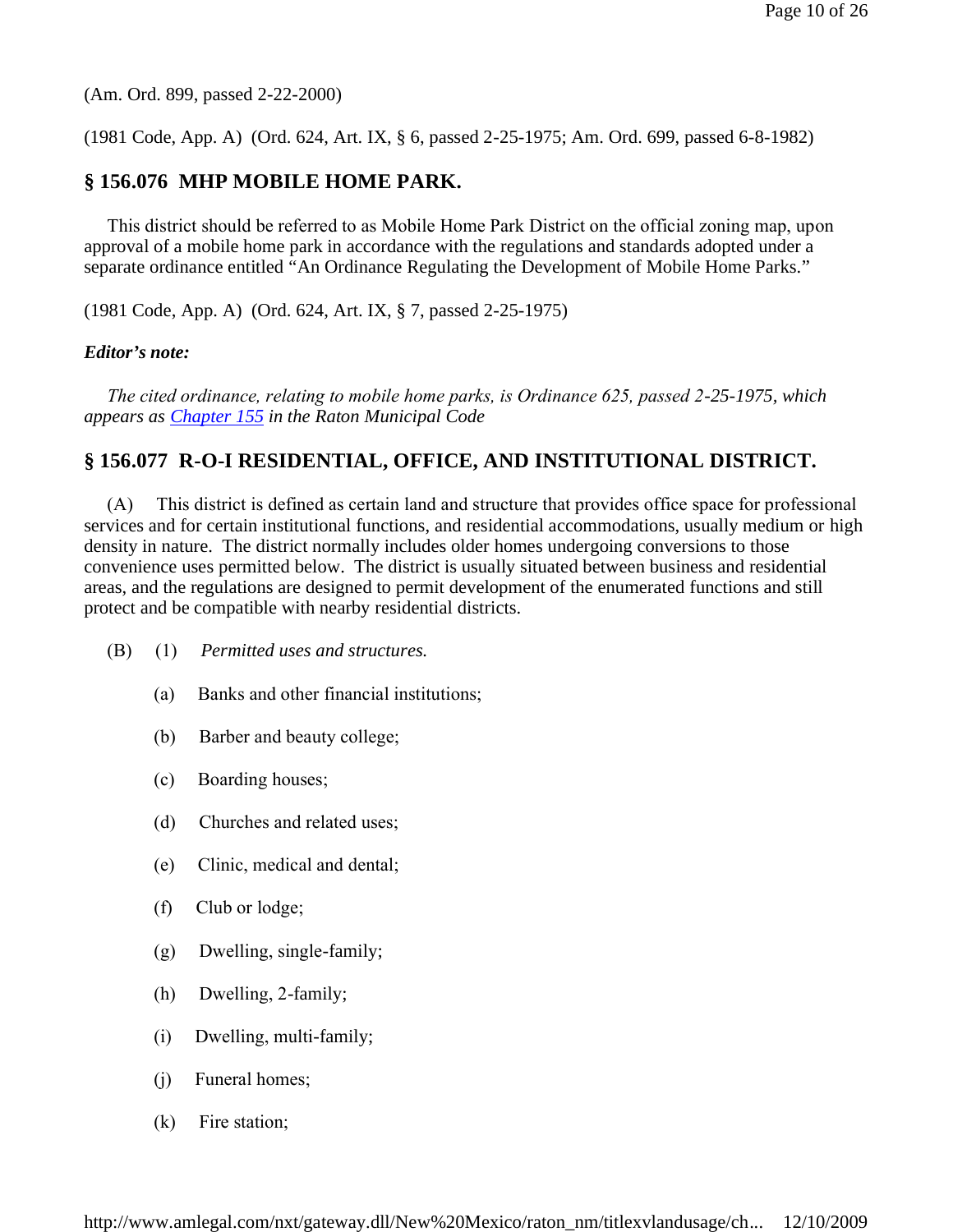(Am. Ord. 899, passed 2-22-2000)

(1981 Code, App. A) (Ord. 624, Art. IX, § 6, passed 2-25-1975; Am. Ord. 699, passed 6-8-1982)

## § 156.076 MHP MOBILE HOME PARK.

This district should be referred to as Mobile Home Park District on the official zoning map, upon approval of a mobile home park in accordance with the regulations and standards adopted under a separate ordinance entitled "An Ordinance Regulating the Development of Mobile Home Parks."

(1981 Code, App. A) (Ord. 624, Art. IX, § 7, passed 2-25-1975)

***Editor's note:***

*The cited ordinance, relating to mobile home parks, is Ordinance 625, passed 2-25-1975, which appears as [Chapter 155] in the Raton Municipal Code*

## § 156.077 R-O-I RESIDENTIAL, OFFICE, AND INSTITUTIONAL DISTRICT.

(A) This district is defined as certain land and structure that provides office space for professional services and for certain institutional functions, and residential accommodations, usually medium or high density in nature. The district normally includes older homes undergoing conversions to those convenience uses permitted below. The district is usually situated between business and residential areas, and the regulations are designed to permit development of the enumerated functions and still protect and be compatible with nearby residential districts.

(B) (1) *Permitted uses and structures.*

(a) Banks and other financial institutions;

(b) Barber and beauty college;

(c) Boarding houses;

(d) Churches and related uses;

(e) Clinic, medical and dental;

(f) Club or lodge;

(g) Dwelling, single-family;

(h) Dwelling, 2-family;

(i) Dwelling, multi-family;

(j) Funeral homes;

(k) Fire station;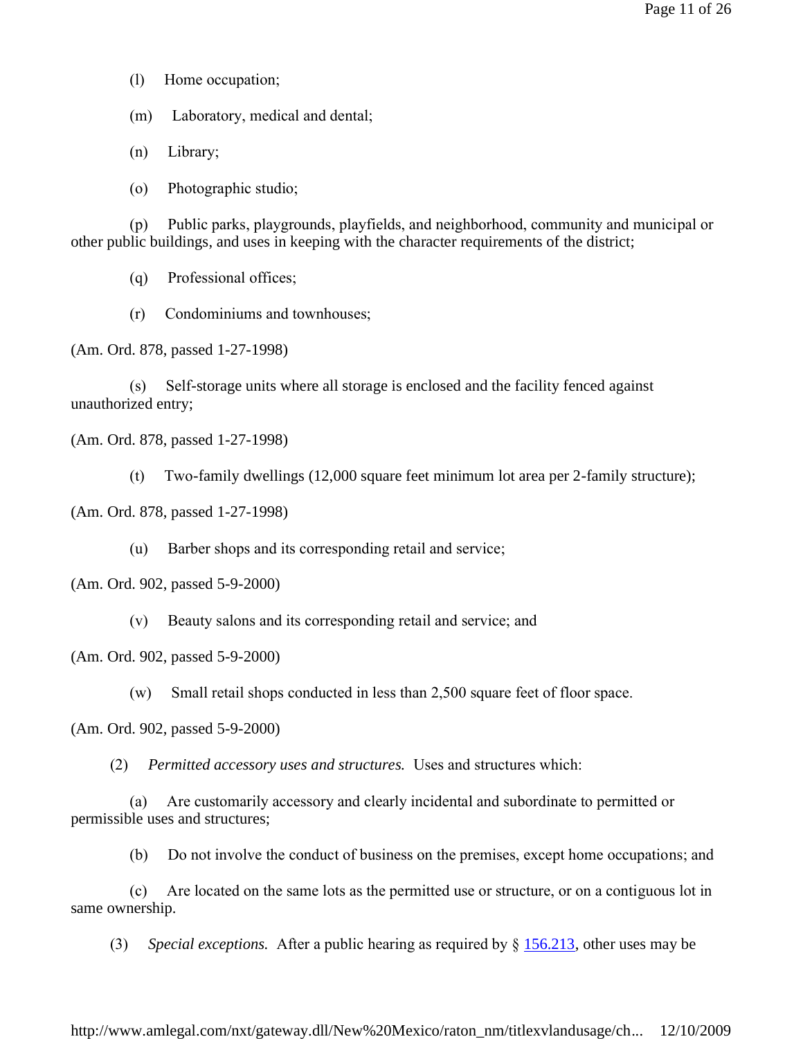(l) Home occupation;

(m) Laboratory, medical and dental;

(n) Library;

(o) Photographic studio;

(p) Public parks, playgrounds, playfields, and neighborhood, community and municipal or other public buildings, and uses in keeping with the character requirements of the district;

(q) Professional offices;

(r) Condominiums and townhouses;

(Am. Ord. 878, passed 1-27-1998)

(s) Self-storage units where all storage is enclosed and the facility fenced against unauthorized entry;

(Am. Ord. 878, passed 1-27-1998)

(t) Two-family dwellings (12,000 square feet minimum lot area per 2-family structure);

(Am. Ord. 878, passed 1-27-1998)

(u) Barber shops and its corresponding retail and service;

(Am. Ord. 902, passed 5-9-2000)

(v) Beauty salons and its corresponding retail and service; and

(Am. Ord. 902, passed 5-9-2000)

(w) Small retail shops conducted in less than 2,500 square feet of floor space.

(Am. Ord. 902, passed 5-9-2000)

(2) *Permitted accessory uses and structures.* Uses and structures which:

(a) Are customarily accessory and clearly incidental and subordinate to permitted or permissible uses and structures;

(b) Do not involve the conduct of business on the premises, except home occupations; and

(c) Are located on the same lots as the permitted use or structure, or on a contiguous lot in same ownership.

(3) *Special exceptions.* After a public hearing as required by § 156.213, other uses may be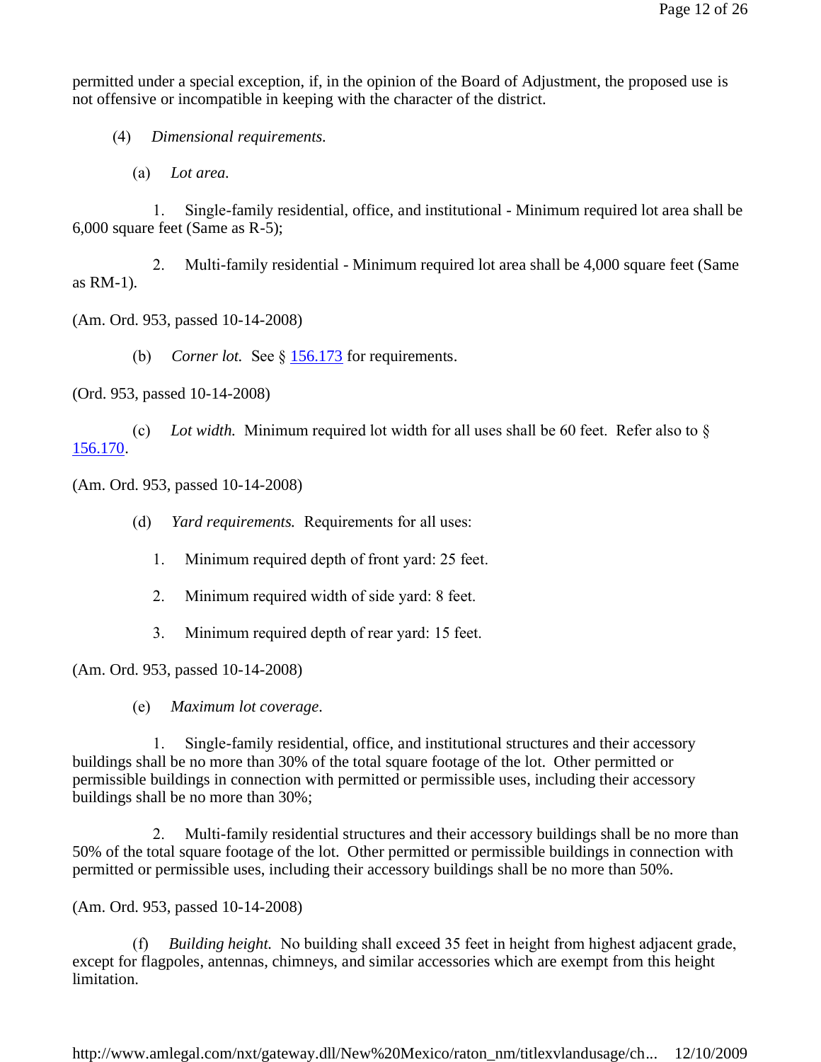permitted under a special exception, if, in the opinion of the Board of Adjustment, the proposed use is not offensive or incompatible in keeping with the character of the district.

(4) *Dimensional requirements.*

(a) *Lot area.*

1. Single-family residential, office, and institutional - Minimum required lot area shall be 6,000 square feet (Same as R-5);

2. Multi-family residential - Minimum required lot area shall be 4,000 square feet (Same as RM-1).

(Am. Ord. 953, passed 10-14-2008)

(b) *Corner lot.* See § 156.173 for requirements.

(Ord. 953, passed 10-14-2008)

(c) *Lot width.* Minimum required lot width for all uses shall be 60 feet. Refer also to § 156.170.

(Am. Ord. 953, passed 10-14-2008)

(d) *Yard requirements.* Requirements for all uses:

1. Minimum required depth of front yard: 25 feet.

2. Minimum required width of side yard: 8 feet.

3. Minimum required depth of rear yard: 15 feet.

(Am. Ord. 953, passed 10-14-2008)

(e) *Maximum lot coverage.*

1. Single-family residential, office, and institutional structures and their accessory buildings shall be no more than 30% of the total square footage of the lot. Other permitted or permissible buildings in connection with permitted or permissible uses, including their accessory buildings shall be no more than 30%;

2. Multi-family residential structures and their accessory buildings shall be no more than 50% of the total square footage of the lot. Other permitted or permissible buildings in connection with permitted or permissible uses, including their accessory buildings shall be no more than 50%.

(Am. Ord. 953, passed 10-14-2008)

(f) *Building height.* No building shall exceed 35 feet in height from highest adjacent grade, except for flagpoles, antennas, chimneys, and similar accessories which are exempt from this height limitation.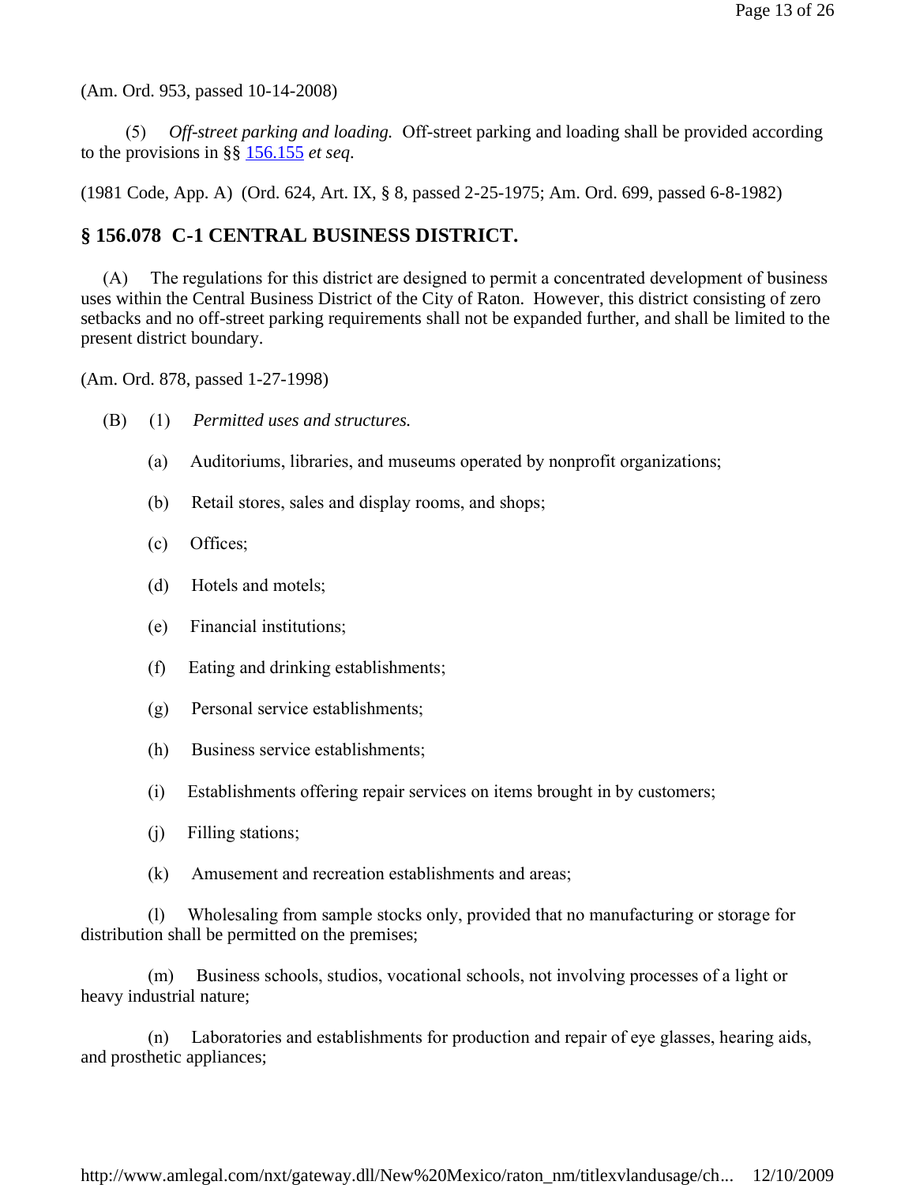(Am. Ord. 953, passed 10-14-2008)

(5) *Off-street parking and loading.* Off-street parking and loading shall be provided according to the provisions in §§ 156.155 *et seq.*

(1981 Code, App. A) (Ord. 624, Art. IX, § 8, passed 2-25-1975; Am. Ord. 699, passed 6-8-1982)

## § 156.078 C-1 CENTRAL BUSINESS DISTRICT.

(A) The regulations for this district are designed to permit a concentrated development of business uses within the Central Business District of the City of Raton. However, this district consisting of zero setbacks and no off-street parking requirements shall not be expanded further, and shall be limited to the present district boundary.

(Am. Ord. 878, passed 1-27-1998)

(B) (1) *Permitted uses and structures.*

(a) Auditoriums, libraries, and museums operated by nonprofit organizations;

(b) Retail stores, sales and display rooms, and shops;

(c) Offices;

(d) Hotels and motels;

(e) Financial institutions;

(f) Eating and drinking establishments;

(g) Personal service establishments;

(h) Business service establishments;

(i) Establishments offering repair services on items brought in by customers;

(j) Filling stations;

(k) Amusement and recreation establishments and areas;

(l) Wholesaling from sample stocks only, provided that no manufacturing or storage for distribution shall be permitted on the premises;

(m) Business schools, studios, vocational schools, not involving processes of a light or heavy industrial nature;

(n) Laboratories and establishments for production and repair of eye glasses, hearing aids, and prosthetic appliances;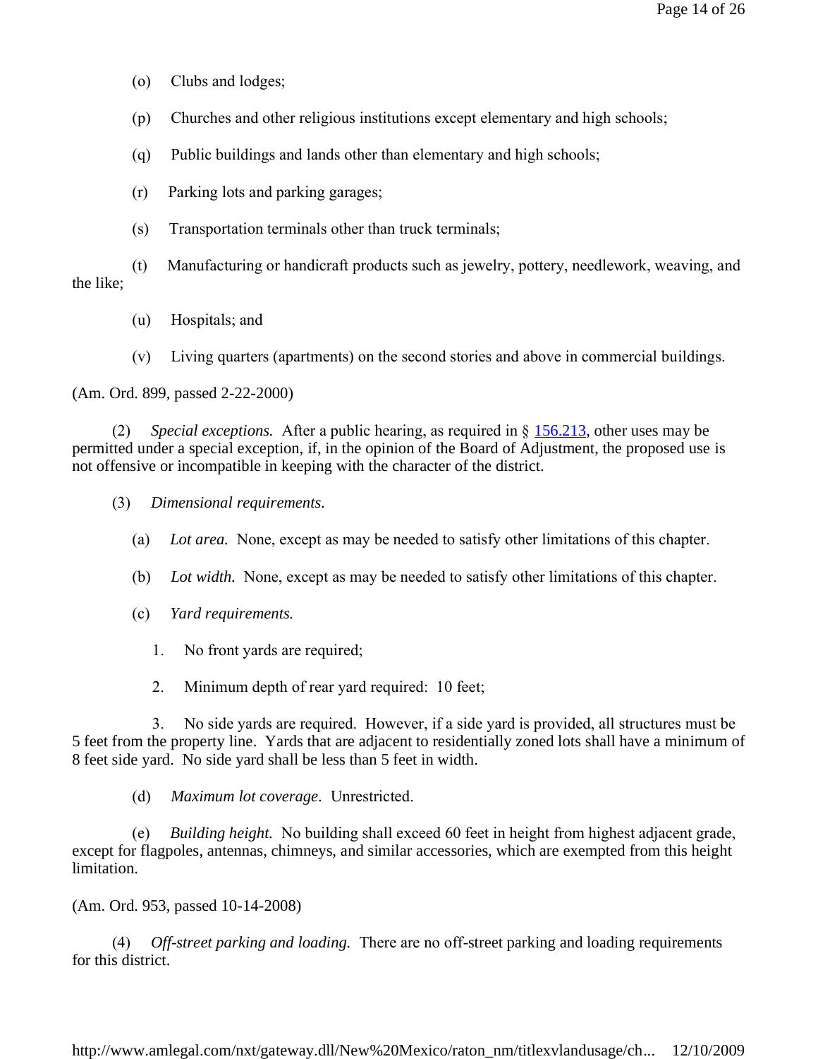(o) Clubs and lodges;

(p) Churches and other religious institutions except elementary and high schools;

(q) Public buildings and lands other than elementary and high schools;

(r) Parking lots and parking garages;

(s) Transportation terminals other than truck terminals;

(t) Manufacturing or handicraft products such as jewelry, pottery, needlework, weaving, and the like;

(u) Hospitals; and

(v) Living quarters (apartments) on the second stories and above in commercial buildings.

(Am. Ord. 899, passed 2-22-2000)

(2) *Special exceptions.* After a public hearing, as required in § 156.213, other uses may be permitted under a special exception, if, in the opinion of the Board of Adjustment, the proposed use is not offensive or incompatible in keeping with the character of the district.

(3) *Dimensional requirements.*

(a) *Lot area.* None, except as may be needed to satisfy other limitations of this chapter.

(b) *Lot width.* None, except as may be needed to satisfy other limitations of this chapter.

(c) *Yard requirements.*

1. No front yards are required;

2. Minimum depth of rear yard required: 10 feet;

3. No side yards are required. However, if a side yard is provided, all structures must be 5 feet from the property line. Yards that are adjacent to residentially zoned lots shall have a minimum of 8 feet side yard. No side yard shall be less than 5 feet in width.

(d) *Maximum lot coverage*. Unrestricted.

(e) *Building height.* No building shall exceed 60 feet in height from highest adjacent grade, except for flagpoles, antennas, chimneys, and similar accessories, which are exempted from this height limitation.

(Am. Ord. 953, passed 10-14-2008)

(4) *Off-street parking and loading.* There are no off-street parking and loading requirements for this district.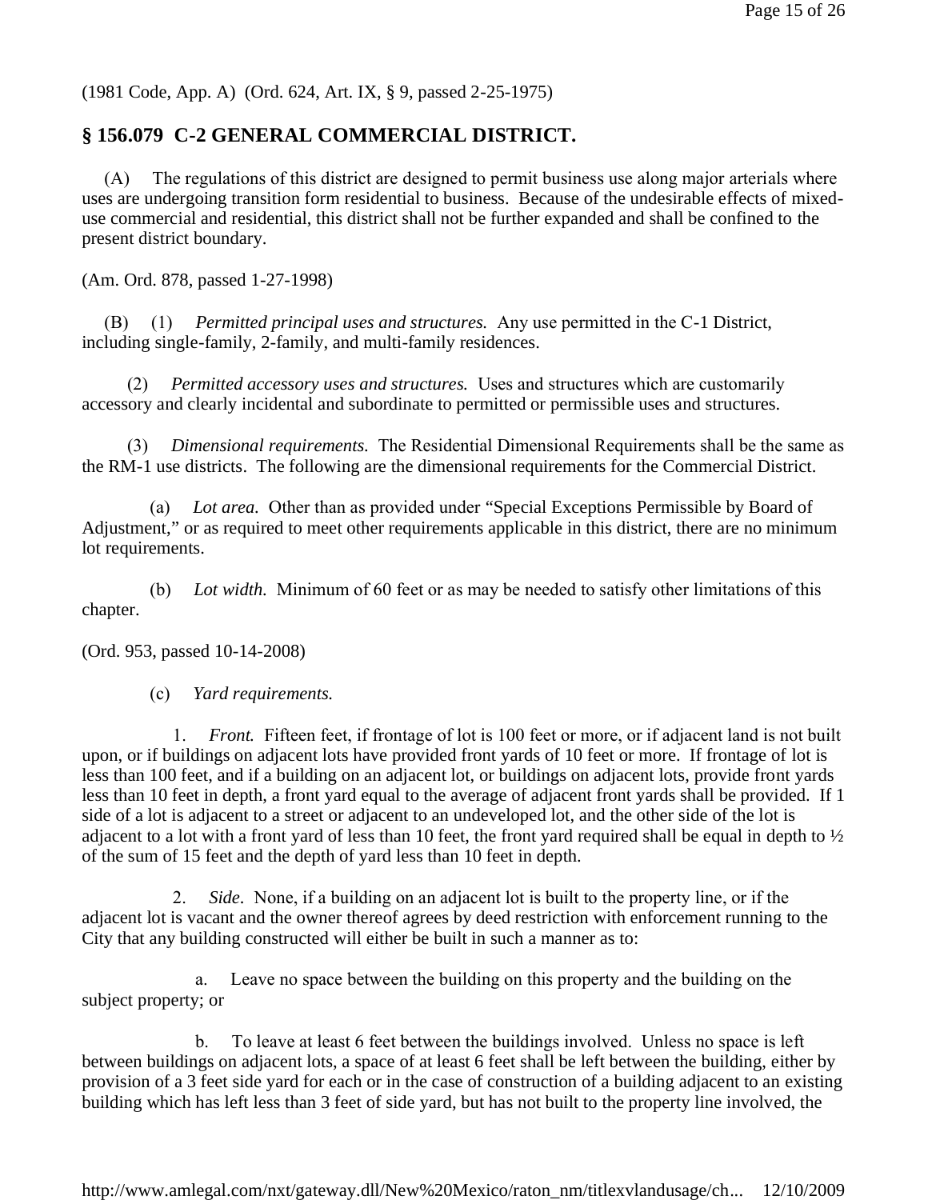(1981 Code, App. A) (Ord. 624, Art. IX, § 9, passed 2-25-1975)

## § 156.079 C-2 GENERAL COMMERCIAL DISTRICT.

(A) The regulations of this district are designed to permit business use along major arterials where uses are undergoing transition form residential to business. Because of the undesirable effects of mixed-use commercial and residential, this district shall not be further expanded and shall be confined to the present district boundary.

(Am. Ord. 878, passed 1-27-1998)

(B) (1) *Permitted principal uses and structures.* Any use permitted in the C-1 District, including single-family, 2-family, and multi-family residences.

(2) *Permitted accessory uses and structures.* Uses and structures which are customarily accessory and clearly incidental and subordinate to permitted or permissible uses and structures.

(3) *Dimensional requirements.* The Residential Dimensional Requirements shall be the same as the RM-1 use districts. The following are the dimensional requirements for the Commercial District.

(a) *Lot area.* Other than as provided under "Special Exceptions Permissible by Board of Adjustment," or as required to meet other requirements applicable in this district, there are no minimum lot requirements.

(b) *Lot width.* Minimum of 60 feet or as may be needed to satisfy other limitations of this chapter.

(Ord. 953, passed 10-14-2008)

(c) *Yard requirements.*

1. *Front.* Fifteen feet, if frontage of lot is 100 feet or more, or if adjacent land is not built upon, or if buildings on adjacent lots have provided front yards of 10 feet or more. If frontage of lot is less than 100 feet, and if a building on an adjacent lot, or buildings on adjacent lots, provide front yards less than 10 feet in depth, a front yard equal to the average of adjacent front yards shall be provided. If 1 side of a lot is adjacent to a street or adjacent to an undeveloped lot, and the other side of the lot is adjacent to a lot with a front yard of less than 10 feet, the front yard required shall be equal in depth to ½ of the sum of 15 feet and the depth of yard less than 10 feet in depth.

2. *Side*. None, if a building on an adjacent lot is built to the property line, or if the adjacent lot is vacant and the owner thereof agrees by deed restriction with enforcement running to the City that any building constructed will either be built in such a manner as to:

a. Leave no space between the building on this property and the building on the subject property; or

b. To leave at least 6 feet between the buildings involved. Unless no space is left between buildings on adjacent lots, a space of at least 6 feet shall be left between the building, either by provision of a 3 feet side yard for each or in the case of construction of a building adjacent to an existing building which has left less than 3 feet of side yard, but has not built to the property line involved, the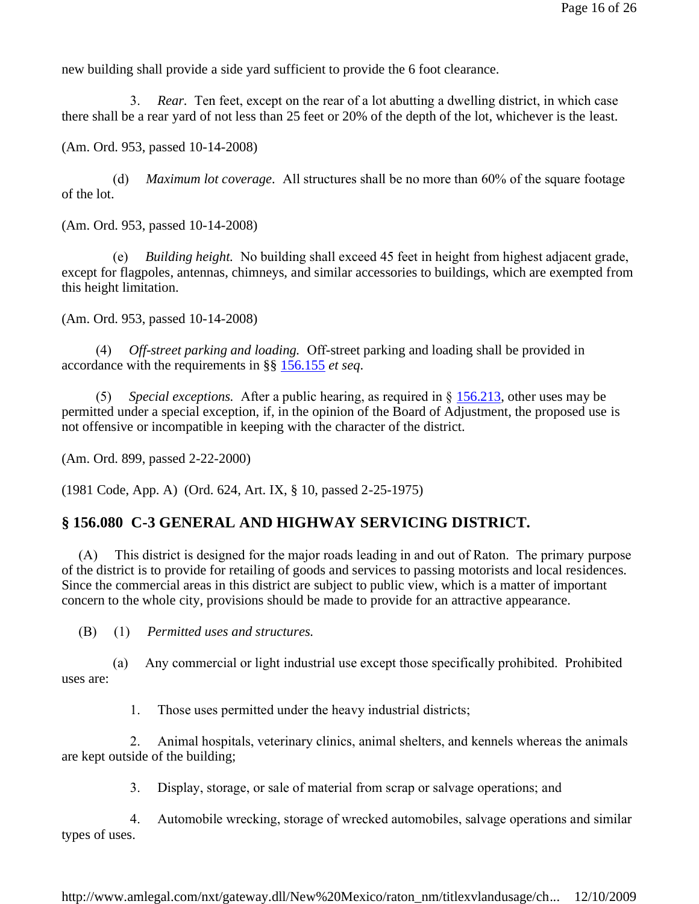new building shall provide a side yard sufficient to provide the 6 foot clearance.

3. *Rear*. Ten feet, except on the rear of a lot abutting a dwelling district, in which case there shall be a rear yard of not less than 25 feet or 20% of the depth of the lot, whichever is the least.

(Am. Ord. 953, passed 10-14-2008)

(d) *Maximum lot coverage*. All structures shall be no more than 60% of the square footage of the lot.

(Am. Ord. 953, passed 10-14-2008)

(e) *Building height.* No building shall exceed 45 feet in height from highest adjacent grade, except for flagpoles, antennas, chimneys, and similar accessories to buildings, which are exempted from this height limitation.

(Am. Ord. 953, passed 10-14-2008)

(4) *Off-street parking and loading.* Off-street parking and loading shall be provided in accordance with the requirements in §§ 156.155 *et seq*.

(5) *Special exceptions.* After a public hearing, as required in § 156.213, other uses may be permitted under a special exception, if, in the opinion of the Board of Adjustment, the proposed use is not offensive or incompatible in keeping with the character of the district.

(Am. Ord. 899, passed 2-22-2000)

(1981 Code, App. A) (Ord. 624, Art. IX, § 10, passed 2-25-1975)

## § 156.080 C-3 GENERAL AND HIGHWAY SERVICING DISTRICT.

(A) This district is designed for the major roads leading in and out of Raton. The primary purpose of the district is to provide for retailing of goods and services to passing motorists and local residences. Since the commercial areas in this district are subject to public view, which is a matter of important concern to the whole city, provisions should be made to provide for an attractive appearance.

(B) (1) *Permitted uses and structures.*

(a) Any commercial or light industrial use except those specifically prohibited. Prohibited uses are:

1. Those uses permitted under the heavy industrial districts;

2. Animal hospitals, veterinary clinics, animal shelters, and kennels whereas the animals are kept outside of the building;

3. Display, storage, or sale of material from scrap or salvage operations; and

4. Automobile wrecking, storage of wrecked automobiles, salvage operations and similar types of uses.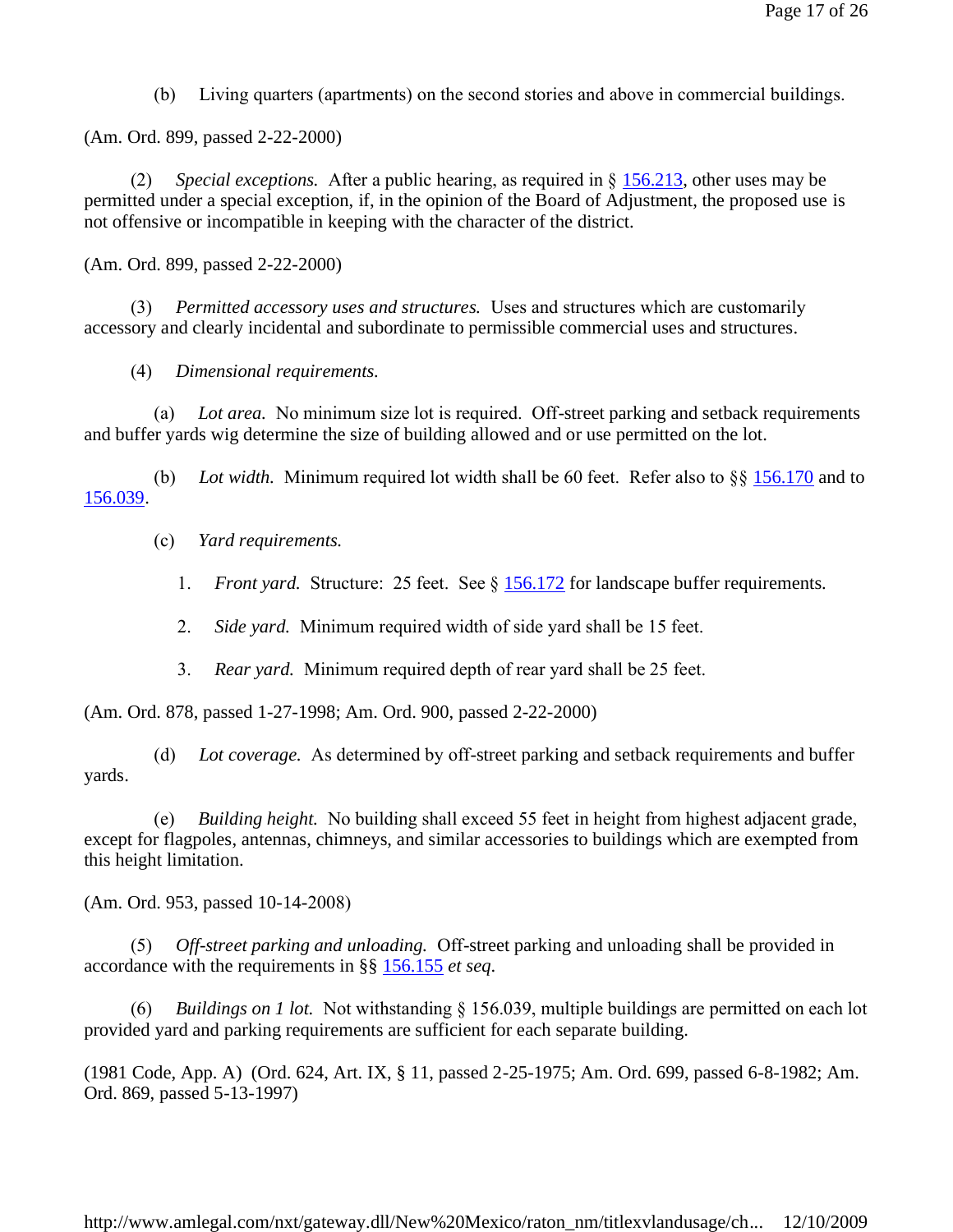(b) Living quarters (apartments) on the second stories and above in commercial buildings.

(Am. Ord. 899, passed 2-22-2000)

(2) *Special exceptions.* After a public hearing, as required in § 156.213, other uses may be permitted under a special exception, if, in the opinion of the Board of Adjustment, the proposed use is not offensive or incompatible in keeping with the character of the district.

(Am. Ord. 899, passed 2-22-2000)

(3) *Permitted accessory uses and structures.* Uses and structures which are customarily accessory and clearly incidental and subordinate to permissible commercial uses and structures.

(4) *Dimensional requirements.*

(a) *Lot area.* No minimum size lot is required. Off-street parking and setback requirements and buffer yards wig determine the size of building allowed and or use permitted on the lot.

(b) *Lot width.* Minimum required lot width shall be 60 feet. Refer also to §§ 156.170 and to 156.039.

(c) *Yard requirements.*

1. *Front yard.* Structure: 25 feet. See § 156.172 for landscape buffer requirements.

2. *Side yard.* Minimum required width of side yard shall be 15 feet.

3. *Rear yard.* Minimum required depth of rear yard shall be 25 feet.

(Am. Ord. 878, passed 1-27-1998; Am. Ord. 900, passed 2-22-2000)

(d) *Lot coverage.* As determined by off-street parking and setback requirements and buffer yards.

(e) *Building height.* No building shall exceed 55 feet in height from highest adjacent grade, except for flagpoles, antennas, chimneys, and similar accessories to buildings which are exempted from this height limitation.

(Am. Ord. 953, passed 10-14-2008)

(5) *Off-street parking and unloading.* Off-street parking and unloading shall be provided in accordance with the requirements in §§ 156.155 *et seq.*

(6) *Buildings on 1 lot.* Not withstanding § 156.039, multiple buildings are permitted on each lot provided yard and parking requirements are sufficient for each separate building.

(1981 Code, App. A) (Ord. 624, Art. IX, § 11, passed 2-25-1975; Am. Ord. 699, passed 6-8-1982; Am. Ord. 869, passed 5-13-1997)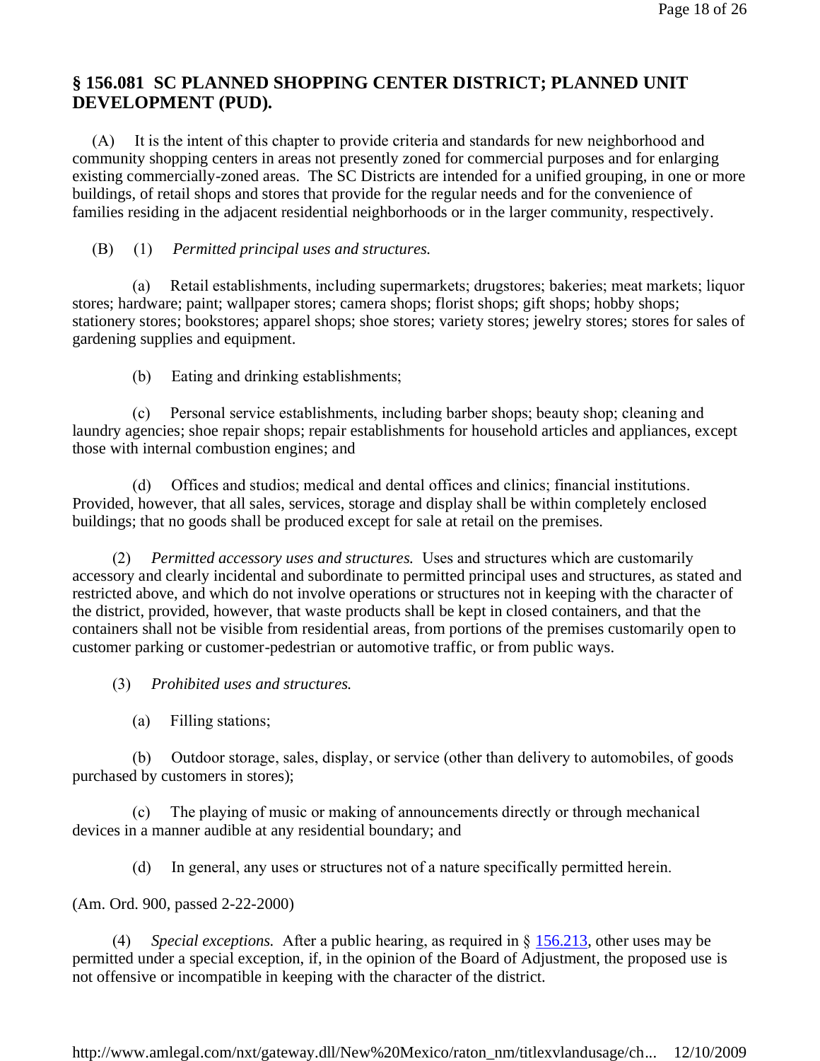## § 156.081 SC PLANNED SHOPPING CENTER DISTRICT; PLANNED UNIT DEVELOPMENT (PUD).

(A) It is the intent of this chapter to provide criteria and standards for new neighborhood and community shopping centers in areas not presently zoned for commercial purposes and for enlarging existing commercially-zoned areas. The SC Districts are intended for a unified grouping, in one or more buildings, of retail shops and stores that provide for the regular needs and for the convenience of families residing in the adjacent residential neighborhoods or in the larger community, respectively.

(B) (1) *Permitted principal uses and structures.*

(a) Retail establishments, including supermarkets; drugstores; bakeries; meat markets; liquor stores; hardware; paint; wallpaper stores; camera shops; florist shops; gift shops; hobby shops; stationery stores; bookstores; apparel shops; shoe stores; variety stores; jewelry stores; stores for sales of gardening supplies and equipment.

(b) Eating and drinking establishments;

(c) Personal service establishments, including barber shops; beauty shop; cleaning and laundry agencies; shoe repair shops; repair establishments for household articles and appliances, except those with internal combustion engines; and

(d) Offices and studios; medical and dental offices and clinics; financial institutions. Provided, however, that all sales, services, storage and display shall be within completely enclosed buildings; that no goods shall be produced except for sale at retail on the premises.

(2) *Permitted accessory uses and structures.* Uses and structures which are customarily accessory and clearly incidental and subordinate to permitted principal uses and structures, as stated and restricted above, and which do not involve operations or structures not in keeping with the character of the district, provided, however, that waste products shall be kept in closed containers, and that the containers shall not be visible from residential areas, from portions of the premises customarily open to customer parking or customer-pedestrian or automotive traffic, or from public ways.

(3) *Prohibited uses and structures.*

(a) Filling stations;

(b) Outdoor storage, sales, display, or service (other than delivery to automobiles, of goods purchased by customers in stores);

(c) The playing of music or making of announcements directly or through mechanical devices in a manner audible at any residential boundary; and

(d) In general, any uses or structures not of a nature specifically permitted herein.

(Am. Ord. 900, passed 2-22-2000)

(4) *Special exceptions.* After a public hearing, as required in § 156.213, other uses may be permitted under a special exception, if, in the opinion of the Board of Adjustment, the proposed use is not offensive or incompatible in keeping with the character of the district.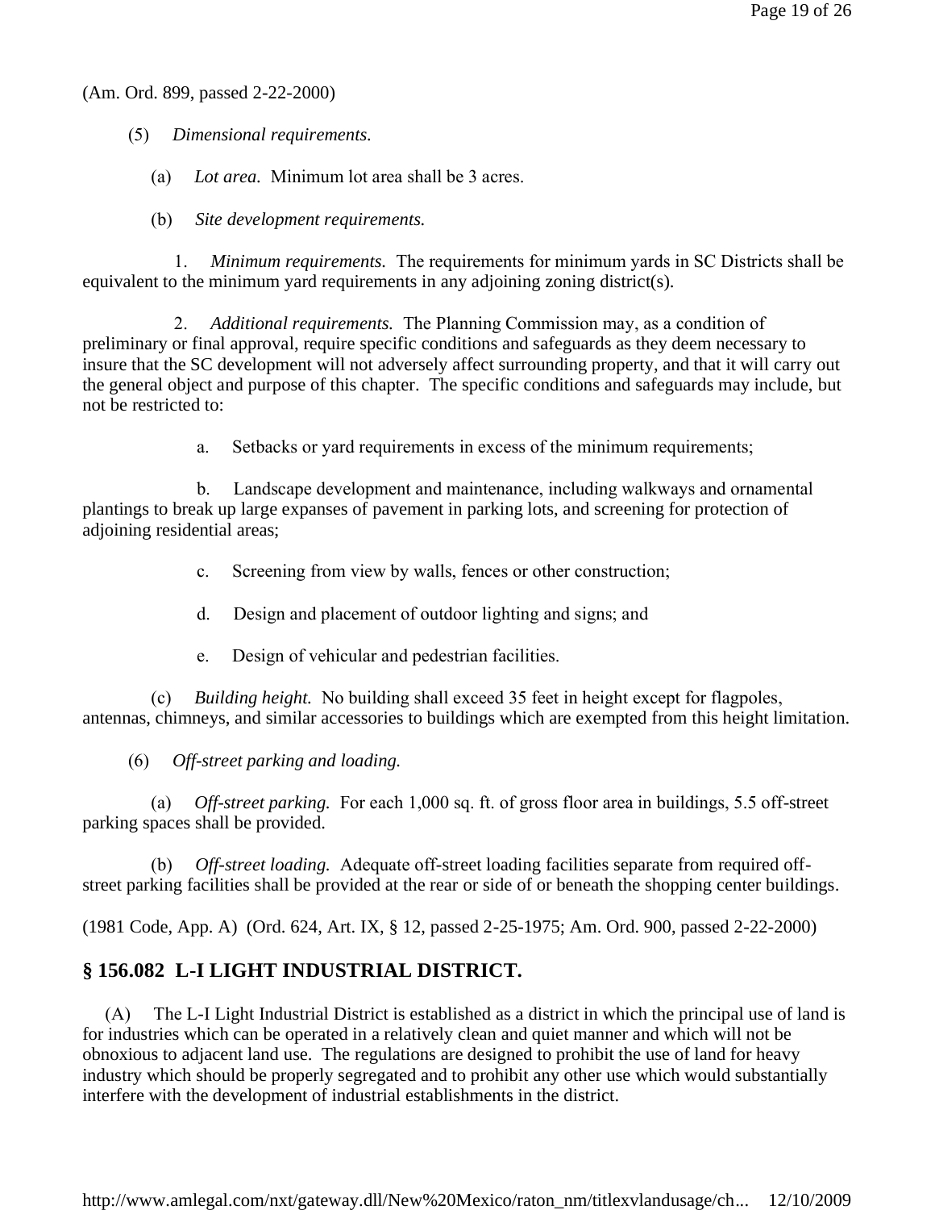(Am. Ord. 899, passed 2-22-2000)

(5) *Dimensional requirements.*

(a) *Lot area.* Minimum lot area shall be 3 acres.

(b) *Site development requirements.*

1. *Minimum requirements.* The requirements for minimum yards in SC Districts shall be equivalent to the minimum yard requirements in any adjoining zoning district(s).

2. *Additional requirements.* The Planning Commission may, as a condition of preliminary or final approval, require specific conditions and safeguards as they deem necessary to insure that the SC development will not adversely affect surrounding property, and that it will carry out the general object and purpose of this chapter. The specific conditions and safeguards may include, but not be restricted to:

a. Setbacks or yard requirements in excess of the minimum requirements;

b. Landscape development and maintenance, including walkways and ornamental plantings to break up large expanses of pavement in parking lots, and screening for protection of adjoining residential areas;

c. Screening from view by walls, fences or other construction;

d. Design and placement of outdoor lighting and signs; and

e. Design of vehicular and pedestrian facilities.

(c) *Building height.* No building shall exceed 35 feet in height except for flagpoles, antennas, chimneys, and similar accessories to buildings which are exempted from this height limitation.

(6) *Off-street parking and loading.*

(a) *Off-street parking.* For each 1,000 sq. ft. of gross floor area in buildings, 5.5 off-street parking spaces shall be provided.

(b) *Off-street loading.* Adequate off-street loading facilities separate from required off-street parking facilities shall be provided at the rear or side of or beneath the shopping center buildings.

(1981 Code, App. A) (Ord. 624, Art. IX, § 12, passed 2-25-1975; Am. Ord. 900, passed 2-22-2000)

## § 156.082 L-I LIGHT INDUSTRIAL DISTRICT.

(A) The L-I Light Industrial District is established as a district in which the principal use of land is for industries which can be operated in a relatively clean and quiet manner and which will not be obnoxious to adjacent land use. The regulations are designed to prohibit the use of land for heavy industry which should be properly segregated and to prohibit any other use which would substantially interfere with the development of industrial establishments in the district.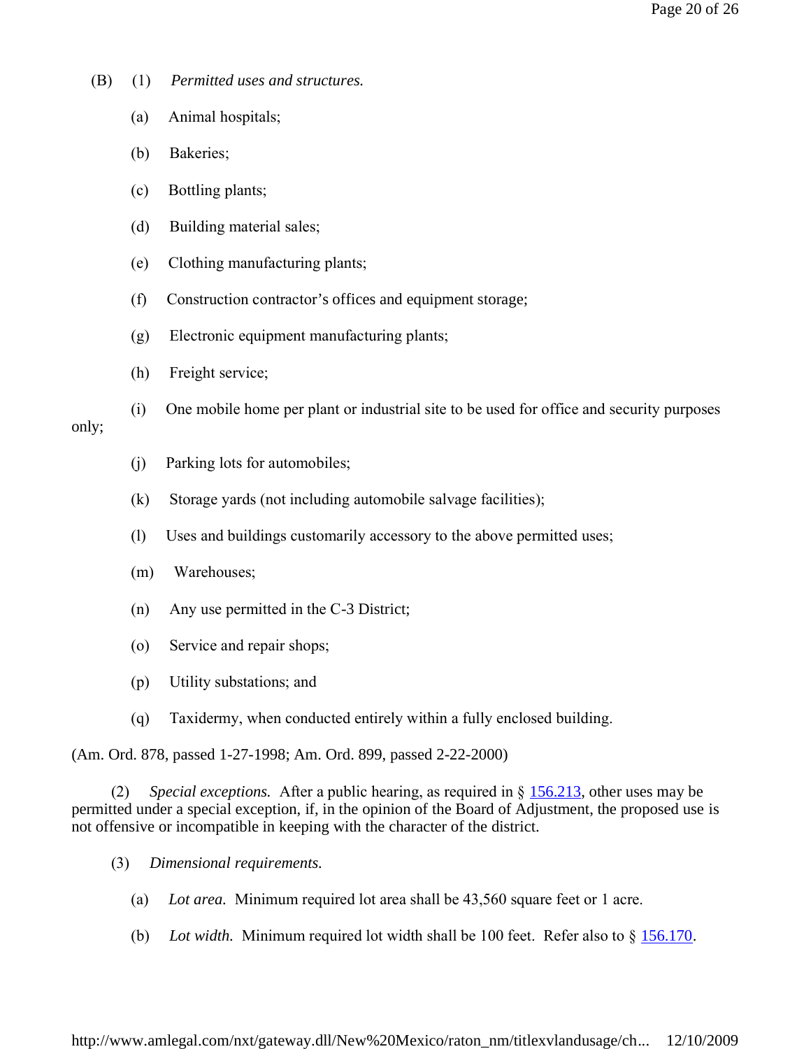(B) (1) *Permitted uses and structures.*

(a) Animal hospitals;

(b) Bakeries;

(c) Bottling plants;

(d) Building material sales;

(e) Clothing manufacturing plants;

(f) Construction contractor's offices and equipment storage;

(g) Electronic equipment manufacturing plants;

(h) Freight service;

(i) One mobile home per plant or industrial site to be used for office and security purposes only;

(j) Parking lots for automobiles;

(k) Storage yards (not including automobile salvage facilities);

(l) Uses and buildings customarily accessory to the above permitted uses;

(m) Warehouses;

(n) Any use permitted in the C-3 District;

(o) Service and repair shops;

(p) Utility substations; and

(q) Taxidermy, when conducted entirely within a fully enclosed building.

(Am. Ord. 878, passed 1-27-1998; Am. Ord. 899, passed 2-22-2000)

(2) *Special exceptions.* After a public hearing, as required in § 156.213, other uses may be permitted under a special exception, if, in the opinion of the Board of Adjustment, the proposed use is not offensive or incompatible in keeping with the character of the district.

(3) *Dimensional requirements.*

(a) *Lot area.* Minimum required lot area shall be 43,560 square feet or 1 acre.

(b) *Lot width.* Minimum required lot width shall be 100 feet. Refer also to § 156.170.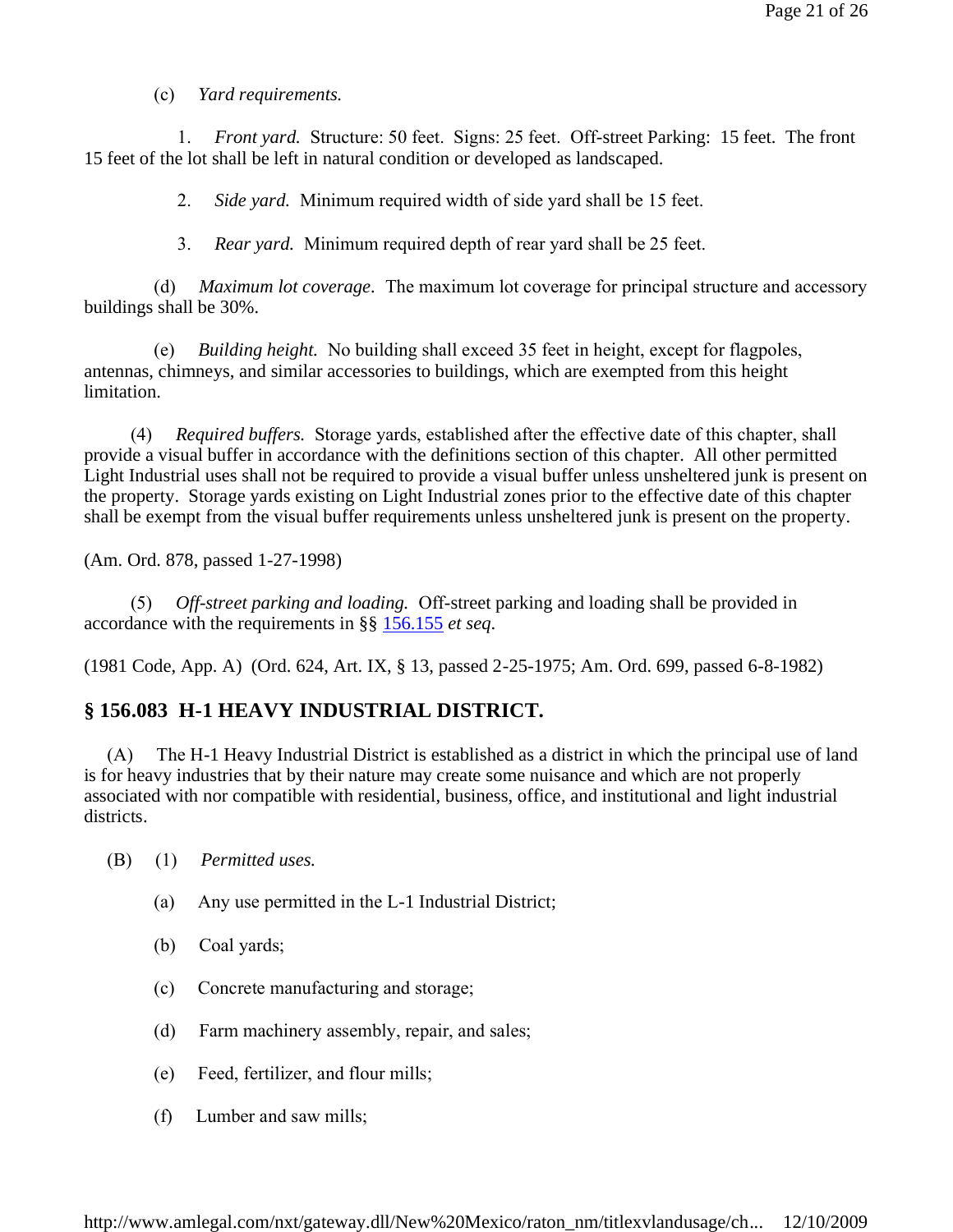(c) *Yard requirements.*

1. *Front yard.* Structure: 50 feet. Signs: 25 feet. Off-street Parking: 15 feet. The front 15 feet of the lot shall be left in natural condition or developed as landscaped.

2. *Side yard.* Minimum required width of side yard shall be 15 feet.

3. *Rear yard.* Minimum required depth of rear yard shall be 25 feet.

(d) *Maximum lot coverage.* The maximum lot coverage for principal structure and accessory buildings shall be 30%.

(e) *Building height.* No building shall exceed 35 feet in height, except for flagpoles, antennas, chimneys, and similar accessories to buildings, which are exempted from this height limitation.

(4) *Required buffers.* Storage yards, established after the effective date of this chapter, shall provide a visual buffer in accordance with the definitions section of this chapter. All other permitted Light Industrial uses shall not be required to provide a visual buffer unless unsheltered junk is present on the property. Storage yards existing on Light Industrial zones prior to the effective date of this chapter shall be exempt from the visual buffer requirements unless unsheltered junk is present on the property.

(Am. Ord. 878, passed 1-27-1998)

(5) *Off-street parking and loading.* Off-street parking and loading shall be provided in accordance with the requirements in §§ 156.155 *et seq.*

(1981 Code, App. A) (Ord. 624, Art. IX, § 13, passed 2-25-1975; Am. Ord. 699, passed 6-8-1982)

## § 156.083 H-1 HEAVY INDUSTRIAL DISTRICT.

(A) The H-1 Heavy Industrial District is established as a district in which the principal use of land is for heavy industries that by their nature may create some nuisance and which are not properly associated with nor compatible with residential, business, office, and institutional and light industrial districts.

(B) (1) *Permitted uses.*

(a) Any use permitted in the L-1 Industrial District;

(b) Coal yards;

(c) Concrete manufacturing and storage;

(d) Farm machinery assembly, repair, and sales;

(e) Feed, fertilizer, and flour mills;

(f) Lumber and saw mills;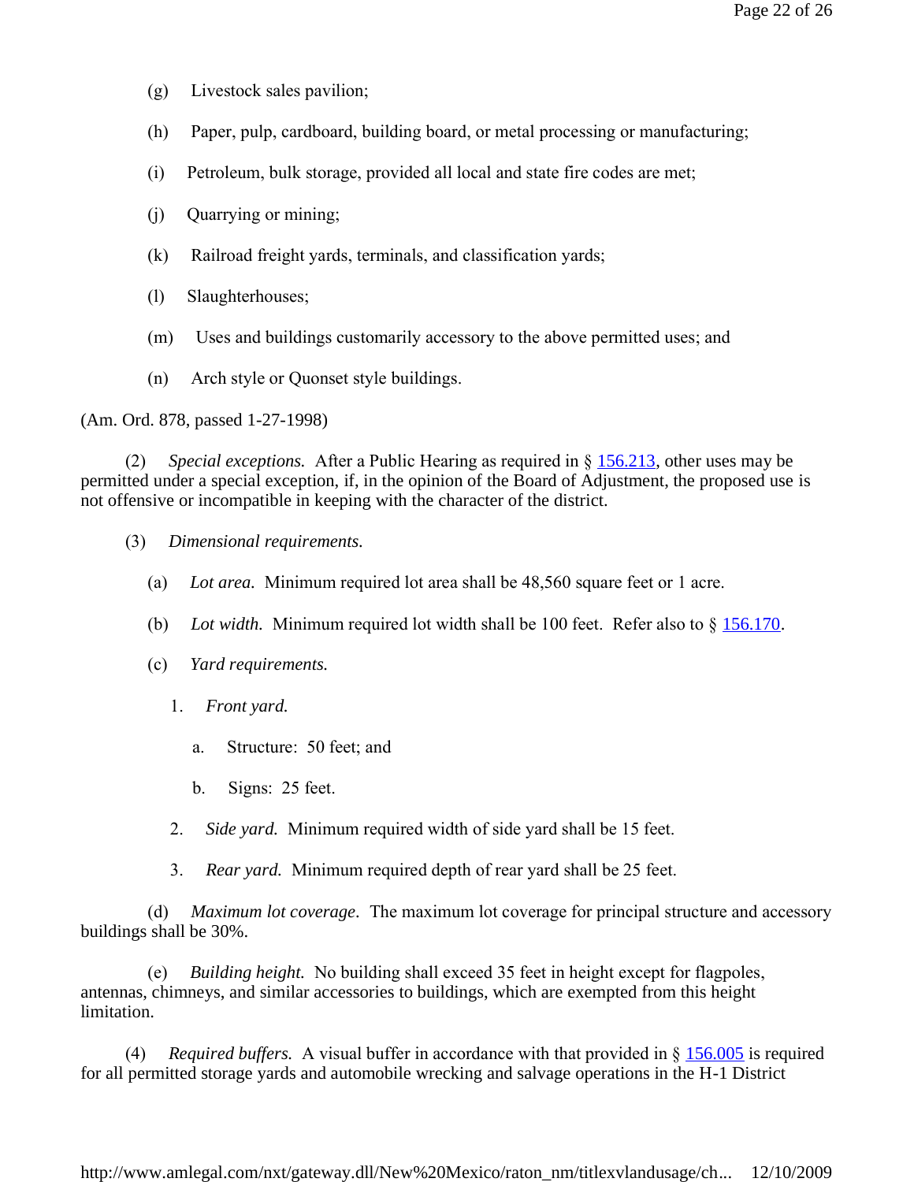(g) Livestock sales pavilion;

(h) Paper, pulp, cardboard, building board, or metal processing or manufacturing;

(i) Petroleum, bulk storage, provided all local and state fire codes are met;

(j) Quarrying or mining;

(k) Railroad freight yards, terminals, and classification yards;

(l) Slaughterhouses;

(m) Uses and buildings customarily accessory to the above permitted uses; and

(n) Arch style or Quonset style buildings.

(Am. Ord. 878, passed 1-27-1998)

(2) *Special exceptions.* After a Public Hearing as required in § [156.213](), other uses may be permitted under a special exception, if, in the opinion of the Board of Adjustment, the proposed use is not offensive or incompatible in keeping with the character of the district.

(3) *Dimensional requirements.*

(a) *Lot area.* Minimum required lot area shall be 48,560 square feet or 1 acre.

(b) *Lot width.* Minimum required lot width shall be 100 feet. Refer also to § [156.170]().

(c) *Yard requirements.*

1. *Front yard.*

   a. Structure: 50 feet; and

   b. Signs: 25 feet.

2. *Side yard.* Minimum required width of side yard shall be 15 feet.

3. *Rear yard.* Minimum required depth of rear yard shall be 25 feet.

(d) *Maximum lot coverage*. The maximum lot coverage for principal structure and accessory buildings shall be 30%.

(e) *Building height.* No building shall exceed 35 feet in height except for flagpoles, antennas, chimneys, and similar accessories to buildings, which are exempted from this height limitation.

(4) *Required buffers.* A visual buffer in accordance with that provided in § [156.005]() is required for all permitted storage yards and automobile wrecking and salvage operations in the H-1 District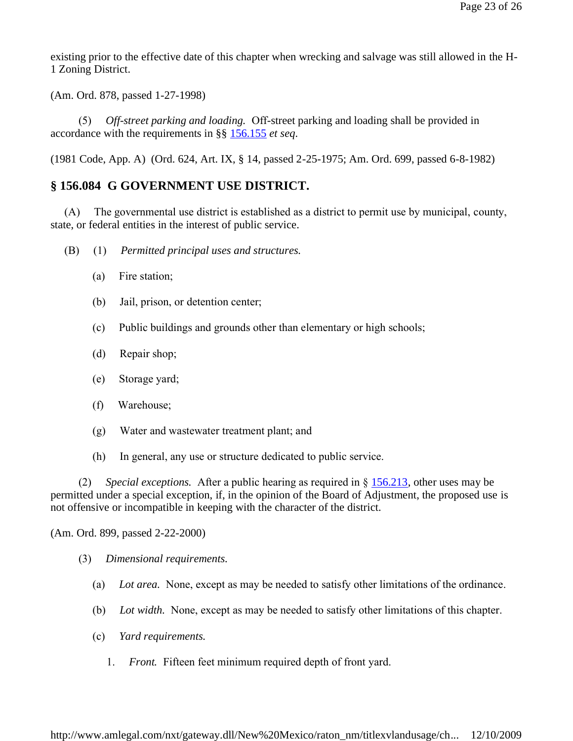existing prior to the effective date of this chapter when wrecking and salvage was still allowed in the H-1 Zoning District.

(Am. Ord. 878, passed 1-27-1998)

(5) *Off-street parking and loading.* Off-street parking and loading shall be provided in accordance with the requirements in §§ 156.155 *et seq.*

(1981 Code, App. A) (Ord. 624, Art. IX, § 14, passed 2-25-1975; Am. Ord. 699, passed 6-8-1982)

## § 156.084 G GOVERNMENT USE DISTRICT.

(A) The governmental use district is established as a district to permit use by municipal, county, state, or federal entities in the interest of public service.

(B) (1) *Permitted principal uses and structures.*

(a) Fire station;

(b) Jail, prison, or detention center;

(c) Public buildings and grounds other than elementary or high schools;

(d) Repair shop;

(e) Storage yard;

(f) Warehouse;

(g) Water and wastewater treatment plant; and

(h) In general, any use or structure dedicated to public service.

(2) *Special exceptions.* After a public hearing as required in § 156.213, other uses may be permitted under a special exception, if, in the opinion of the Board of Adjustment, the proposed use is not offensive or incompatible in keeping with the character of the district.

(Am. Ord. 899, passed 2-22-2000)

(3) *Dimensional requirements.*

(a) *Lot area.* None, except as may be needed to satisfy other limitations of the ordinance.

(b) *Lot width.* None, except as may be needed to satisfy other limitations of this chapter.

(c) *Yard requirements.*

1. *Front.* Fifteen feet minimum required depth of front yard.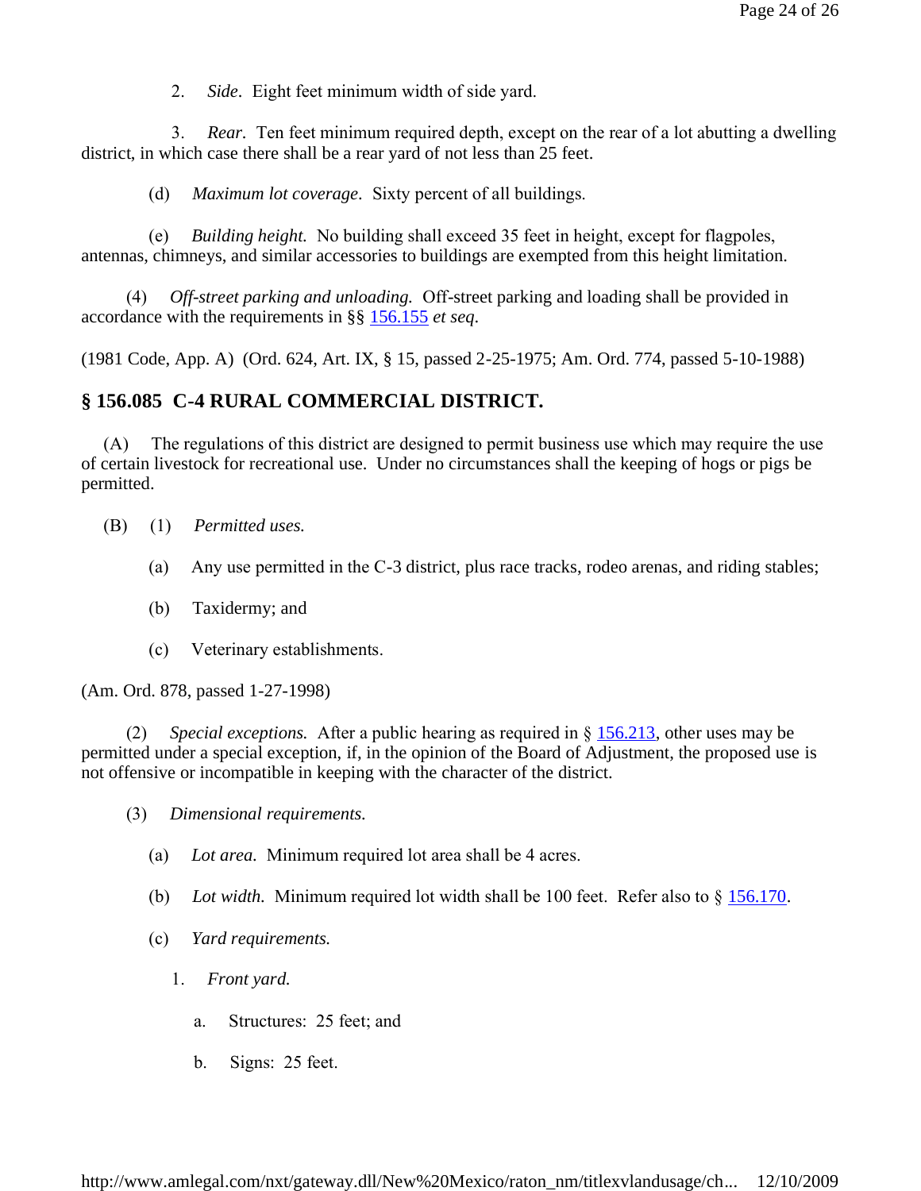2. *Side*. Eight feet minimum width of side yard.

3. *Rear*. Ten feet minimum required depth, except on the rear of a lot abutting a dwelling district, in which case there shall be a rear yard of not less than 25 feet.

(d) *Maximum lot coverage*. Sixty percent of all buildings.

(e) *Building height.* No building shall exceed 35 feet in height, except for flagpoles, antennas, chimneys, and similar accessories to buildings are exempted from this height limitation.

(4) *Off-street parking and unloading.* Off-street parking and loading shall be provided in accordance with the requirements in §§ 156.155 *et seq*.

(1981 Code, App. A) (Ord. 624, Art. IX, § 15, passed 2-25-1975; Am. Ord. 774, passed 5-10-1988)

## § 156.085 C-4 RURAL COMMERCIAL DISTRICT.

(A) The regulations of this district are designed to permit business use which may require the use of certain livestock for recreational use. Under no circumstances shall the keeping of hogs or pigs be permitted.

(B) (1) *Permitted uses.*

(a) Any use permitted in the C-3 district, plus race tracks, rodeo arenas, and riding stables;

(b) Taxidermy; and

(c) Veterinary establishments.

(Am. Ord. 878, passed 1-27-1998)

(2) *Special exceptions.* After a public hearing as required in § 156.213, other uses may be permitted under a special exception, if, in the opinion of the Board of Adjustment, the proposed use is not offensive or incompatible in keeping with the character of the district.

(3) *Dimensional requirements.*

(a) *Lot area.* Minimum required lot area shall be 4 acres.

(b) *Lot width.* Minimum required lot width shall be 100 feet. Refer also to § 156.170.

(c) *Yard requirements.*

1. *Front yard.*

a. Structures: 25 feet; and

b. Signs: 25 feet.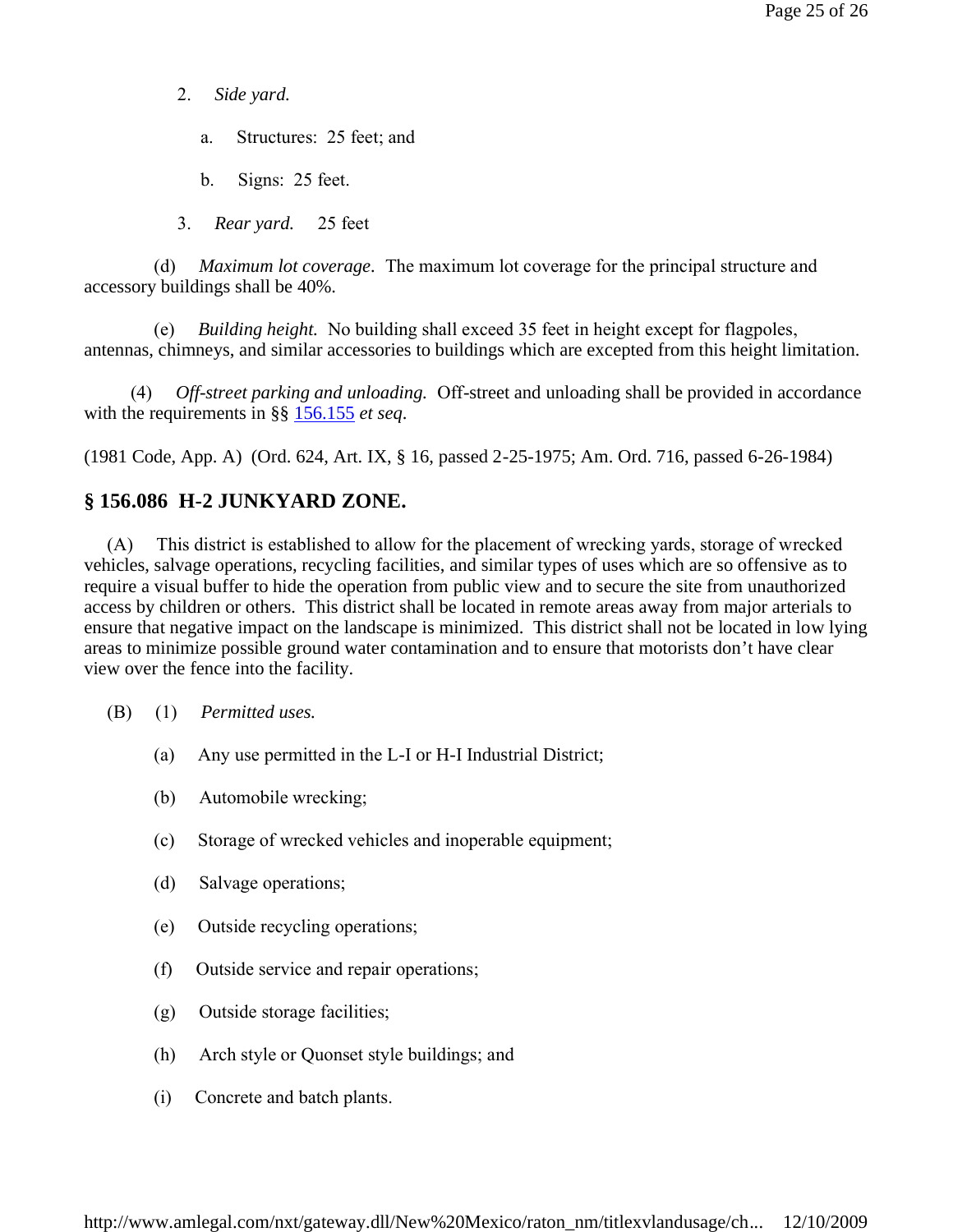2. *Side yard.*

    a. Structures: 25 feet; and

    b. Signs: 25 feet.

3. *Rear yard.* 25 feet

(d) *Maximum lot coverage*. The maximum lot coverage for the principal structure and accessory buildings shall be 40%.

(e) *Building height.* No building shall exceed 35 feet in height except for flagpoles, antennas, chimneys, and similar accessories to buildings which are excepted from this height limitation.

(4) *Off-street parking and unloading.* Off-street and unloading shall be provided in accordance with the requirements in §§ [156.155](#) *et seq*.

(1981 Code, App. A) (Ord. 624, Art. IX, § 16, passed 2-25-1975; Am. Ord. 716, passed 6-26-1984)

## § 156.086 H-2 JUNKYARD ZONE.

(A) This district is established to allow for the placement of wrecking yards, storage of wrecked vehicles, salvage operations, recycling facilities, and similar types of uses which are so offensive as to require a visual buffer to hide the operation from public view and to secure the site from unauthorized access by children or others. This district shall be located in remote areas away from major arterials to ensure that negative impact on the landscape is minimized. This district shall not be located in low lying areas to minimize possible ground water contamination and to ensure that motorists don't have clear view over the fence into the facility.

(B) (1) *Permitted uses.*

(a) Any use permitted in the L-I or H-I Industrial District;

(b) Automobile wrecking;

(c) Storage of wrecked vehicles and inoperable equipment;

(d) Salvage operations;

(e) Outside recycling operations;

(f) Outside service and repair operations;

(g) Outside storage facilities;

(h) Arch style or Quonset style buildings; and

(i) Concrete and batch plants.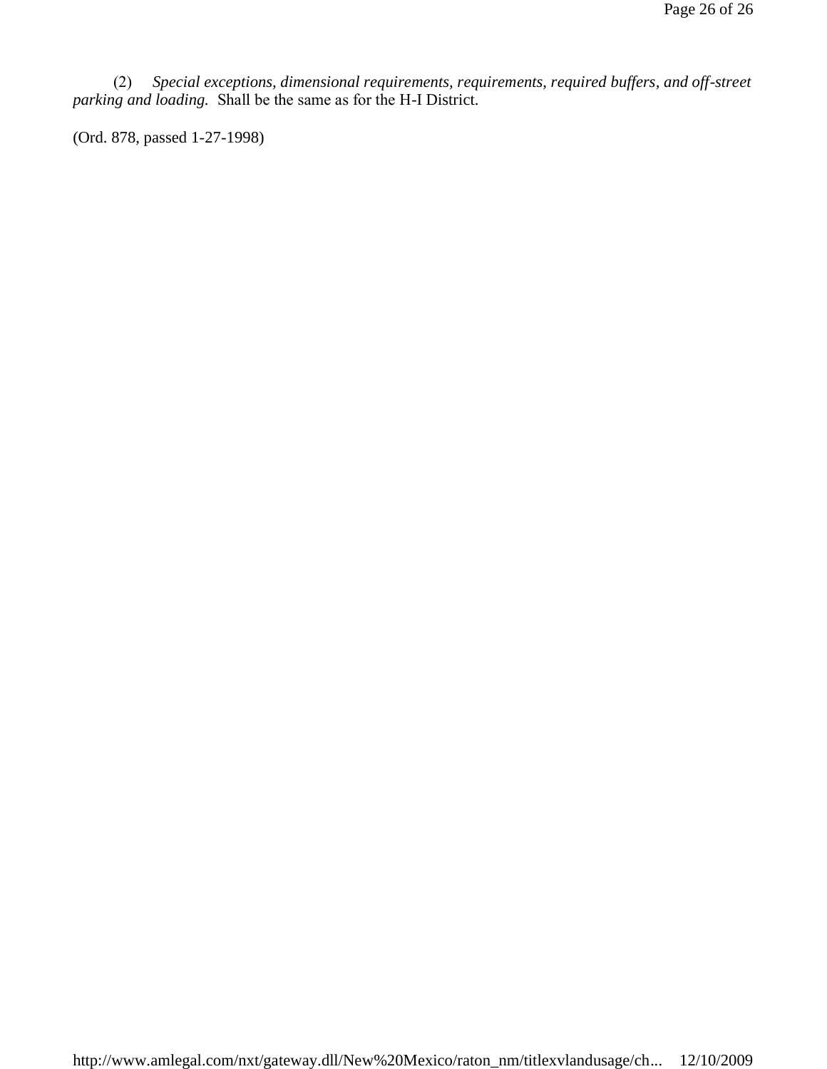(2) *Special exceptions, dimensional requirements, requirements, required buffers, and off-street parking and loading.* Shall be the same as for the H-I District.

(Ord. 878, passed 1-27-1998)